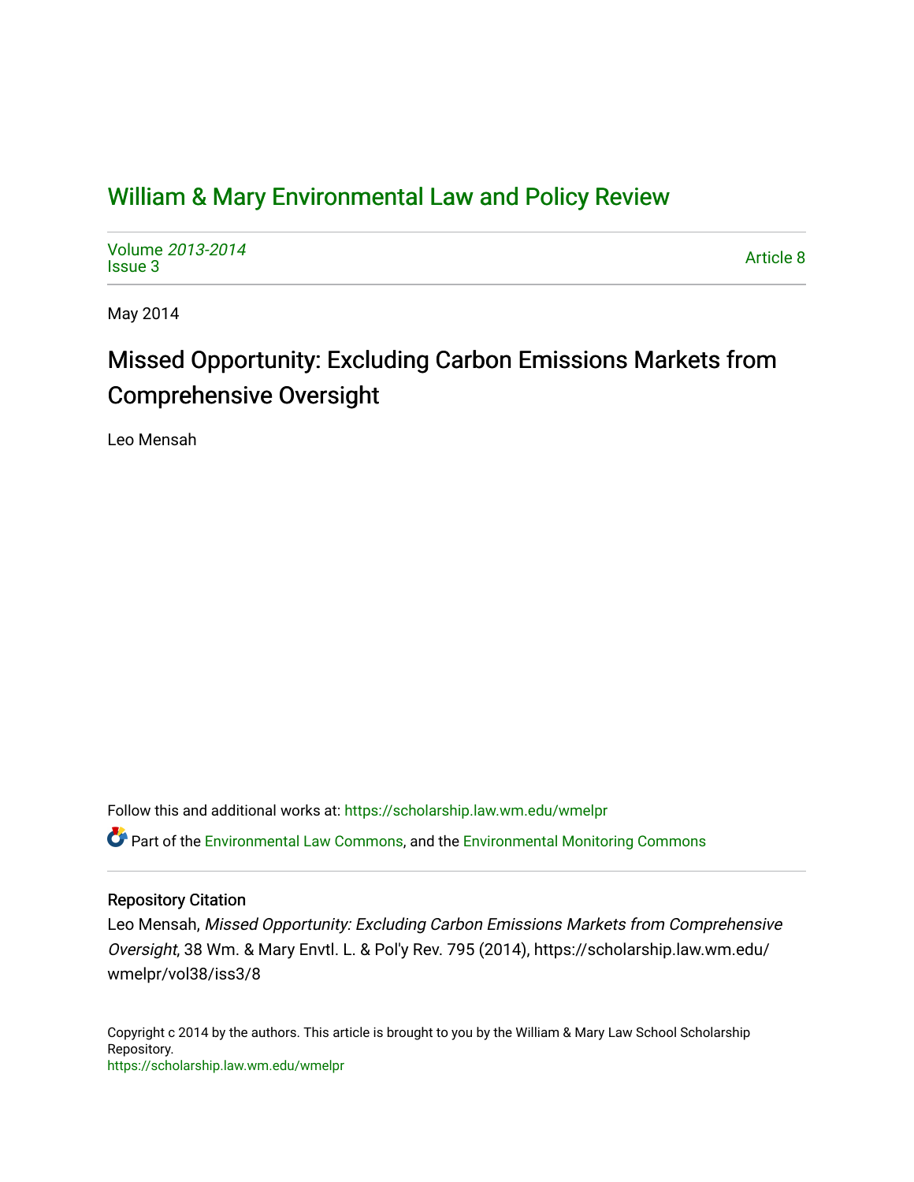# William & Mary Environmental Law and Policy Review

Volume *2013-2014*
Issue 3

Article 8

May 2014

## Missed Opportunity: Excluding Carbon Emissions Markets from Comprehensive Oversight

Leo Mensah

Follow this and additional works at: https://scholarship.law.wm.edu/wmelpr

Part of the Environmental Law Commons, and the Environmental Monitoring Commons

### Repository Citation

Leo Mensah, *Missed Opportunity: Excluding Carbon Emissions Markets from Comprehensive Oversight*, 38 Wm. & Mary Envtl. L. & Pol'y Rev. 795 (2014), https://scholarship.law.wm.edu/wmelpr/vol38/iss3/8

Copyright c 2014 by the authors. This article is brought to you by the William & Mary Law School Scholarship Repository.
https://scholarship.law.wm.edu/wmelpr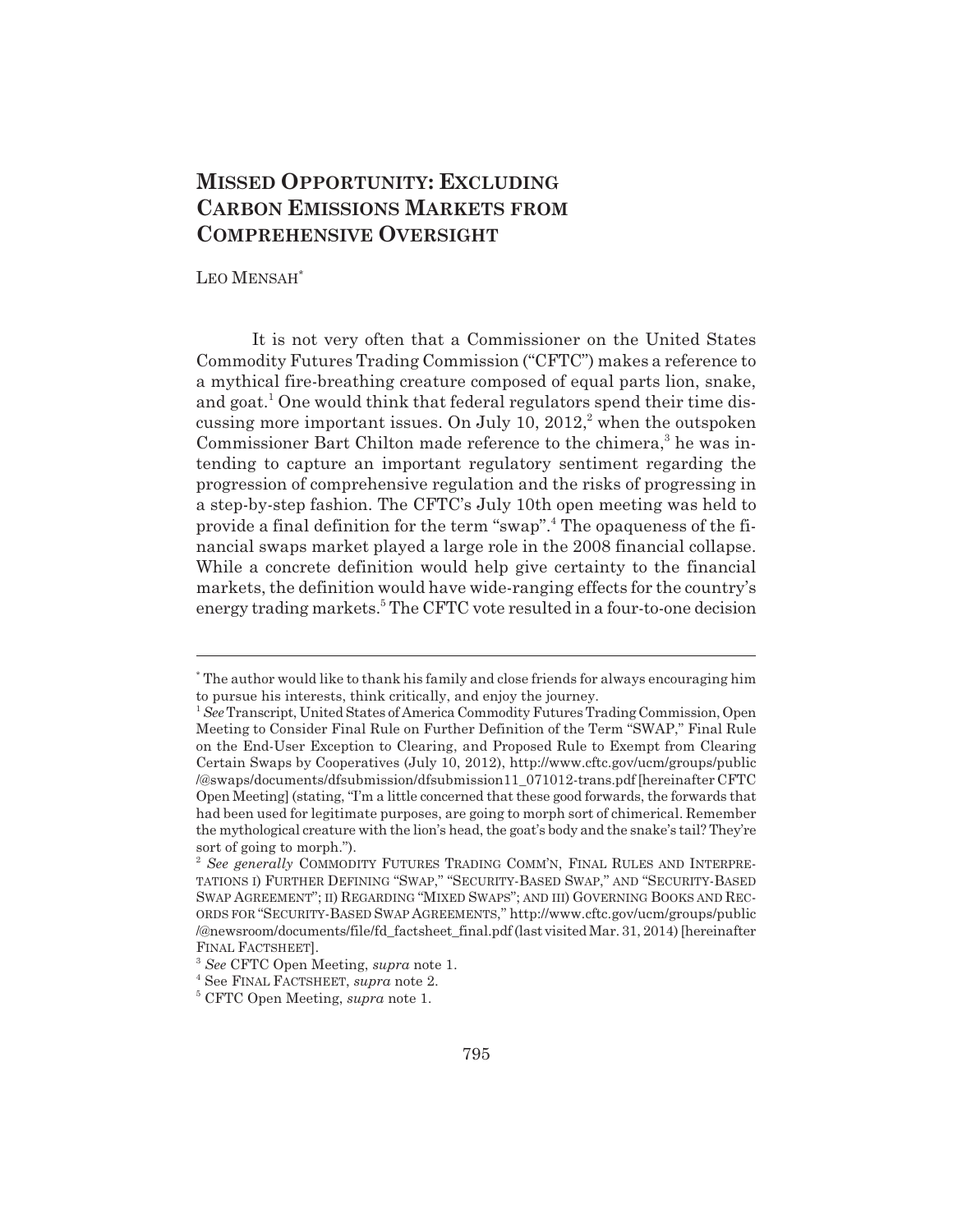# MISSED OPPORTUNITY: EXCLUDING CARBON EMISSIONS MARKETS FROM COMPREHENSIVE OVERSIGHT

LEO MENSAH[*]

It is not very often that a Commissioner on the United States Commodity Futures Trading Commission ("CFTC") makes a reference to a mythical fire-breathing creature composed of equal parts lion, snake, and goat.[1] One would think that federal regulators spend their time discussing more important issues. On July 10, 2012,[2] when the outspoken Commissioner Bart Chilton made reference to the chimera,[3] he was intending to capture an important regulatory sentiment regarding the progression of comprehensive regulation and the risks of progressing in a step-by-step fashion. The CFTC's July 10th open meeting was held to provide a final definition for the term "swap".[4] The opaqueness of the financial swaps market played a large role in the 2008 financial collapse. While a concrete definition would help give certainty to the financial markets, the definition would have wide-ranging effects for the country's energy trading markets.[5] The CFTC vote resulted in a four-to-one decision

---

[*] The author would like to thank his family and close friends for always encouraging him to pursue his interests, think critically, and enjoy the journey.

[1] *See* Transcript, United States of America Commodity Futures Trading Commission, Open Meeting to Consider Final Rule on Further Definition of the Term "SWAP," Final Rule on the End-User Exception to Clearing, and Proposed Rule to Exempt from Clearing Certain Swaps by Cooperatives (July 10, 2012), http://www.cftc.gov/ucm/groups/public/@swaps/documents/dfsubmission/dfsubmission11_071012-trans.pdf [hereinafter CFTC Open Meeting] (stating, "I'm a little concerned that these good forwards, the forwards that had been used for legitimate purposes, are going to morph sort of chimerical. Remember the mythological creature with the lion's head, the goat's body and the snake's tail? They're sort of going to morph.").

[2] *See generally* COMMODITY FUTURES TRADING COMM'N, FINAL RULES AND INTERPRETATIONS I) FURTHER DEFINING "SWAP," "SECURITY-BASED SWAP," AND "SECURITY-BASED SWAP AGREEMENT"; II) REGARDING "MIXED SWAPS"; AND III) GOVERNING BOOKS AND RECORDS FOR "SECURITY-BASED SWAP AGREEMENTS," http://www.cftc.gov/ucm/groups/public/@newsroom/documents/file/fd_factsheet_final.pdf (last visited Mar. 31, 2014) [hereinafter FINAL FACTSHEET].

[3] *See* CFTC Open Meeting, *supra* note 1.

[4] See FINAL FACTSHEET, *supra* note 2.

[5] CFTC Open Meeting, *supra* note 1.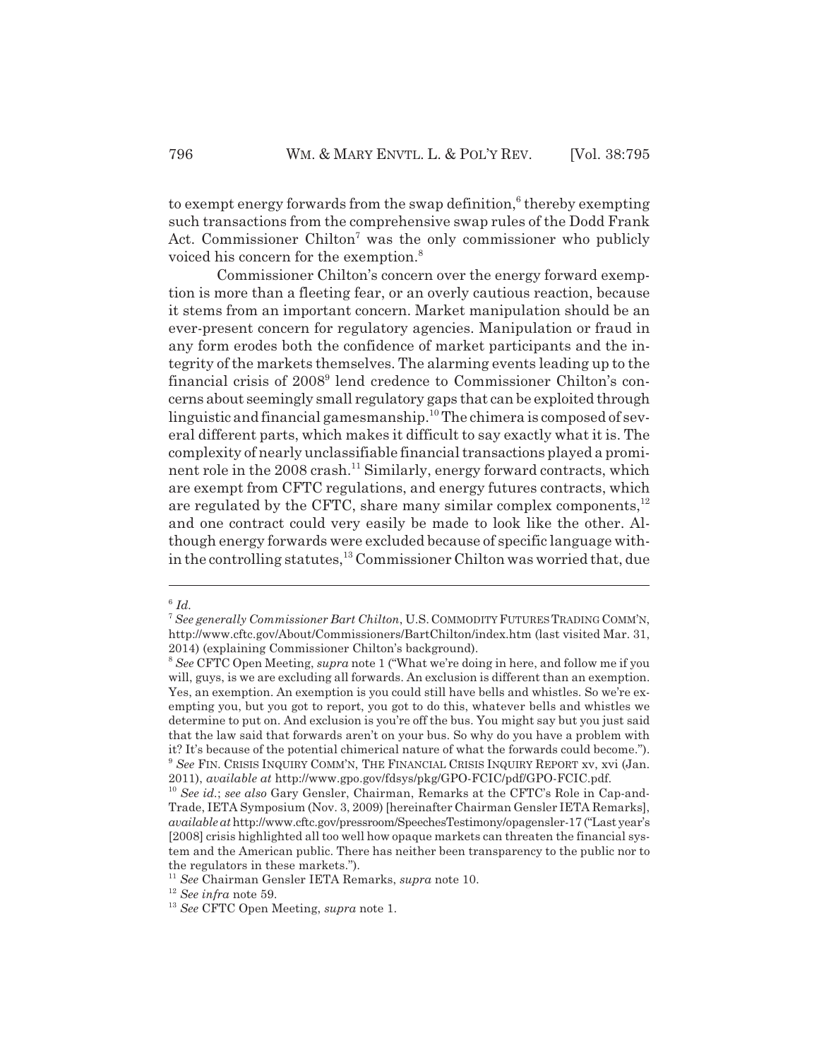to exempt energy forwards from the swap definition,[6] thereby exempting such transactions from the comprehensive swap rules of the Dodd Frank Act. Commissioner Chilton[7] was the only commissioner who publicly voiced his concern for the exemption.[8]

Commissioner Chilton's concern over the energy forward exemption is more than a fleeting fear, or an overly cautious reaction, because it stems from an important concern. Market manipulation should be an ever-present concern for regulatory agencies. Manipulation or fraud in any form erodes both the confidence of market participants and the integrity of the markets themselves. The alarming events leading up to the financial crisis of 2008[9] lend credence to Commissioner Chilton's concerns about seemingly small regulatory gaps that can be exploited through linguistic and financial gamesmanship.[10] The chimera is composed of several different parts, which makes it difficult to say exactly what it is. The complexity of nearly unclassifiable financial transactions played a prominent role in the 2008 crash.[11] Similarly, energy forward contracts, which are exempt from CFTC regulations, and energy futures contracts, which are regulated by the CFTC, share many similar complex components,[12] and one contract could very easily be made to look like the other. Although energy forwards were excluded because of specific language within the controlling statutes,[13] Commissioner Chilton was worried that, due

---

[6] *Id.*

[7] *See generally Commissioner Bart Chilton*, U.S. COMMODITY FUTURES TRADING COMM'N, http://www.cftc.gov/About/Commissioners/BartChilton/index.htm (last visited Mar. 31, 2014) (explaining Commissioner Chilton's background).

[8] *See* CFTC Open Meeting, *supra* note 1 ("What we're doing in here, and follow me if you will, guys, is we are excluding all forwards. An exclusion is different than an exemption. Yes, an exemption. An exemption is you could still have bells and whistles. So we're exempting you, but you got to report, you got to do this, whatever bells and whistles we determine to put on. And exclusion is you're off the bus. You might say but you just said that the law said that forwards aren't on your bus. So why do you have a problem with it? It's because of the potential chimerical nature of what the forwards could become.").

[9] *See* FIN. CRISIS INQUIRY COMM'N, THE FINANCIAL CRISIS INQUIRY REPORT xv, xvi (Jan. 2011), *available at* http://www.gpo.gov/fdsys/pkg/GPO-FCIC/pdf/GPO-FCIC.pdf.

[10] *See id.*; *see also* Gary Gensler, Chairman, Remarks at the CFTC's Role in Cap-and-Trade, IETA Symposium (Nov. 3, 2009) [hereinafter Chairman Gensler IETA Remarks], *available at* http://www.cftc.gov/pressroom/SpeechesTestimony/opagensler-17 ("Last year's [2008] crisis highlighted all too well how opaque markets can threaten the financial system and the American public. There has neither been transparency to the public nor to the regulators in these markets.").

[11] *See* Chairman Gensler IETA Remarks, *supra* note 10.

[12] *See infra* note 59.

[13] *See* CFTC Open Meeting, *supra* note 1.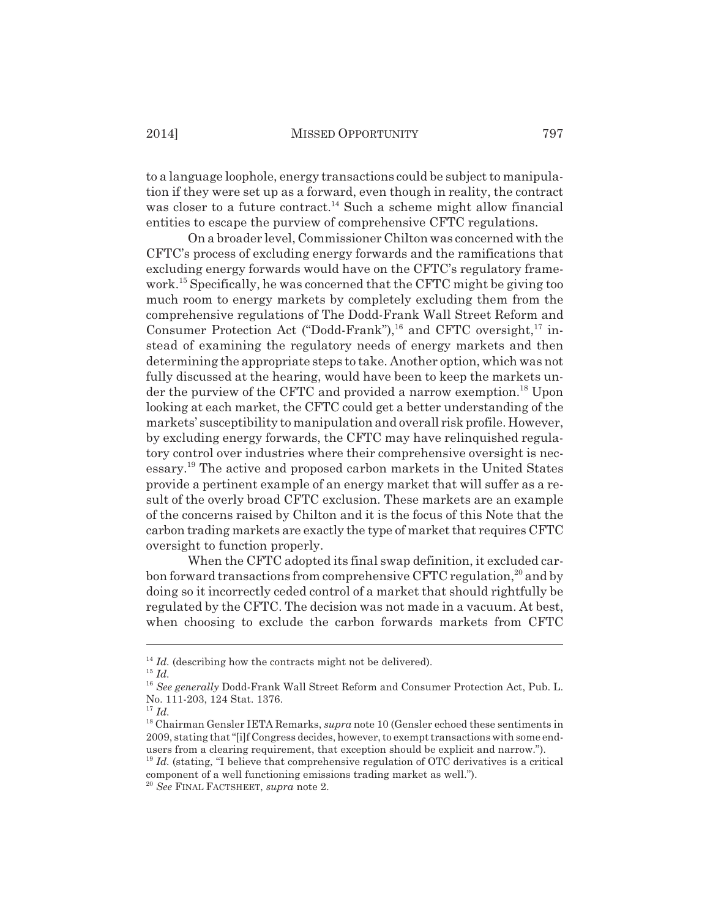to a language loophole, energy transactions could be subject to manipulation if they were set up as a forward, even though in reality, the contract was closer to a future contract.[14] Such a scheme might allow financial entities to escape the purview of comprehensive CFTC regulations.

On a broader level, Commissioner Chilton was concerned with the CFTC's process of excluding energy forwards and the ramifications that excluding energy forwards would have on the CFTC's regulatory framework.[15] Specifically, he was concerned that the CFTC might be giving too much room to energy markets by completely excluding them from the comprehensive regulations of The Dodd-Frank Wall Street Reform and Consumer Protection Act ("Dodd-Frank"),[16] and CFTC oversight,[17] instead of examining the regulatory needs of energy markets and then determining the appropriate steps to take. Another option, which was not fully discussed at the hearing, would have been to keep the markets under the purview of the CFTC and provided a narrow exemption.[18] Upon looking at each market, the CFTC could get a better understanding of the markets' susceptibility to manipulation and overall risk profile. However, by excluding energy forwards, the CFTC may have relinquished regulatory control over industries where their comprehensive oversight is necessary.[19] The active and proposed carbon markets in the United States provide a pertinent example of an energy market that will suffer as a result of the overly broad CFTC exclusion. These markets are an example of the concerns raised by Chilton and it is the focus of this Note that the carbon trading markets are exactly the type of market that requires CFTC oversight to function properly.

When the CFTC adopted its final swap definition, it excluded carbon forward transactions from comprehensive CFTC regulation,[20] and by doing so it incorrectly ceded control of a market that should rightfully be regulated by the CFTC. The decision was not made in a vacuum. At best, when choosing to exclude the carbon forwards markets from CFTC

---

[14] *Id.* (describing how the contracts might not be delivered).

[15] *Id.*

[16] *See generally* Dodd-Frank Wall Street Reform and Consumer Protection Act, Pub. L. No. 111-203, 124 Stat. 1376.

[17] *Id.*

[18] Chairman Gensler IETA Remarks, *supra* note 10 (Gensler echoed these sentiments in 2009, stating that "[i]f Congress decides, however, to exempt transactions with some end-users from a clearing requirement, that exception should be explicit and narrow.").

[19] *Id.* (stating, "I believe that comprehensive regulation of OTC derivatives is a critical component of a well functioning emissions trading market as well.").

[20] *See* FINAL FACTSHEET, *supra* note 2.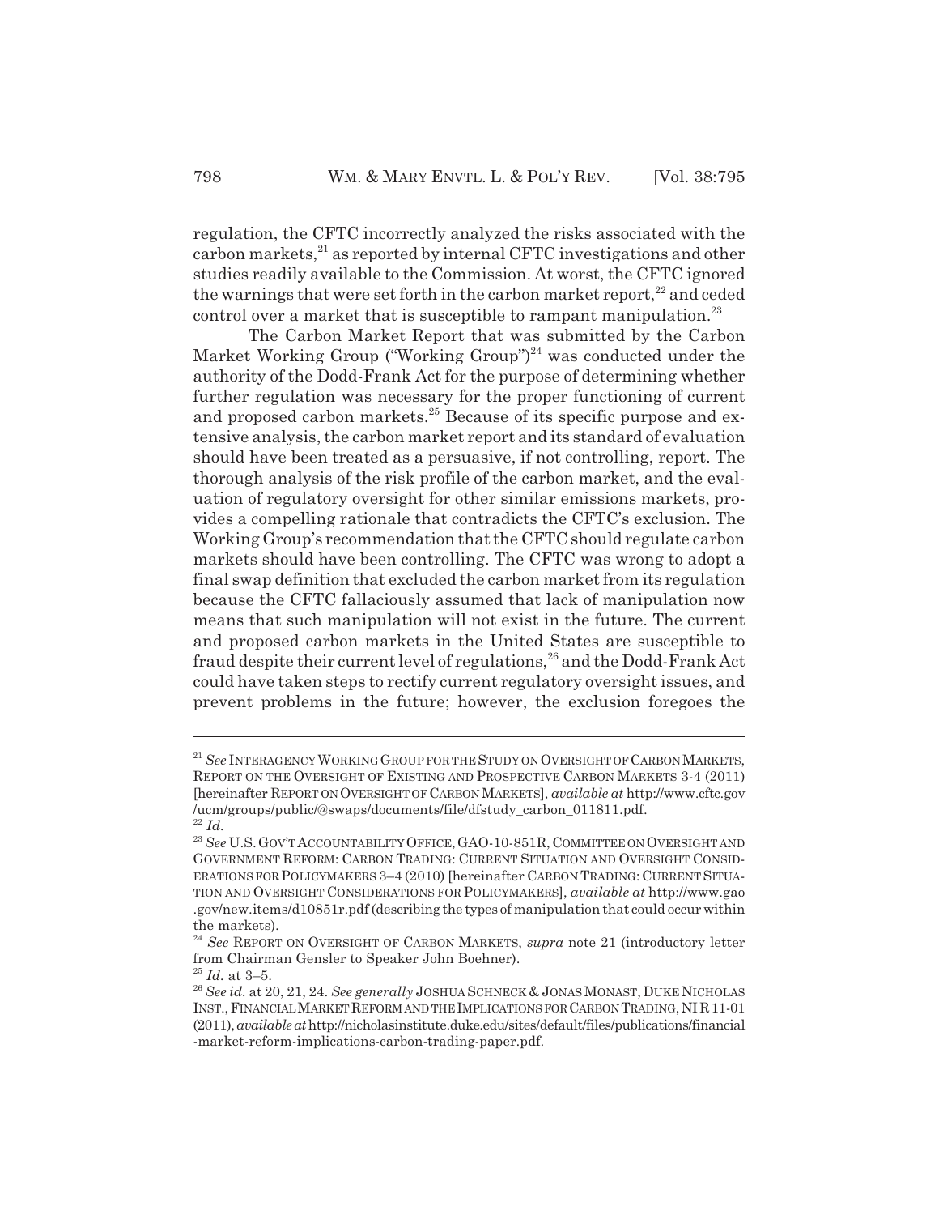regulation, the CFTC incorrectly analyzed the risks associated with the carbon markets,[21] as reported by internal CFTC investigations and other studies readily available to the Commission. At worst, the CFTC ignored the warnings that were set forth in the carbon market report,[22] and ceded control over a market that is susceptible to rampant manipulation.[23]

The Carbon Market Report that was submitted by the Carbon Market Working Group ("Working Group")[24] was conducted under the authority of the Dodd-Frank Act for the purpose of determining whether further regulation was necessary for the proper functioning of current and proposed carbon markets.[25] Because of its specific purpose and extensive analysis, the carbon market report and its standard of evaluation should have been treated as a persuasive, if not controlling, report. The thorough analysis of the risk profile of the carbon market, and the evaluation of regulatory oversight for other similar emissions markets, provides a compelling rationale that contradicts the CFTC's exclusion. The Working Group's recommendation that the CFTC should regulate carbon markets should have been controlling. The CFTC was wrong to adopt a final swap definition that excluded the carbon market from its regulation because the CFTC fallaciously assumed that lack of manipulation now means that such manipulation will not exist in the future. The current and proposed carbon markets in the United States are susceptible to fraud despite their current level of regulations,[26] and the Dodd-Frank Act could have taken steps to rectify current regulatory oversight issues, and prevent problems in the future; however, the exclusion foregoes the

---

[21] *See* INTERAGENCY WORKING GROUP FOR THE STUDY ON OVERSIGHT OF CARBON MARKETS, REPORT ON THE OVERSIGHT OF EXISTING AND PROSPECTIVE CARBON MARKETS 3-4 (2011) [hereinafter REPORT ON OVERSIGHT OF CARBON MARKETS], *available at* http://www.cftc.gov/ucm/groups/public/@swaps/documents/file/dfstudy_carbon_011811.pdf.

[22] *Id.*

[23] *See* U.S. GOV'T ACCOUNTABILITY OFFICE, GAO-10-851R, COMMITTEE ON OVERSIGHT AND GOVERNMENT REFORM: CARBON TRADING: CURRENT SITUATION AND OVERSIGHT CONSIDERATIONS FOR POLICYMAKERS 3–4 (2010) [hereinafter CARBON TRADING: CURRENT SITUATION AND OVERSIGHT CONSIDERATIONS FOR POLICYMAKERS], *available at* http://www.gao.gov/new.items/d10851r.pdf (describing the types of manipulation that could occur within the markets).

[24] *See* REPORT ON OVERSIGHT OF CARBON MARKETS, *supra* note 21 (introductory letter from Chairman Gensler to Speaker John Boehner).

[25] *Id.* at 3–5.

[26] *See id.* at 20, 21, 24. *See generally* JOSHUA SCHNECK & JONAS MONAST, DUKE NICHOLAS INST., FINANCIAL MARKET REFORM AND THE IMPLICATIONS FOR CARBON TRADING, NI R 11-01 (2011), *available at* http://nicholasinstitute.duke.edu/sites/default/files/publications/financial-market-reform-implications-carbon-trading-paper.pdf.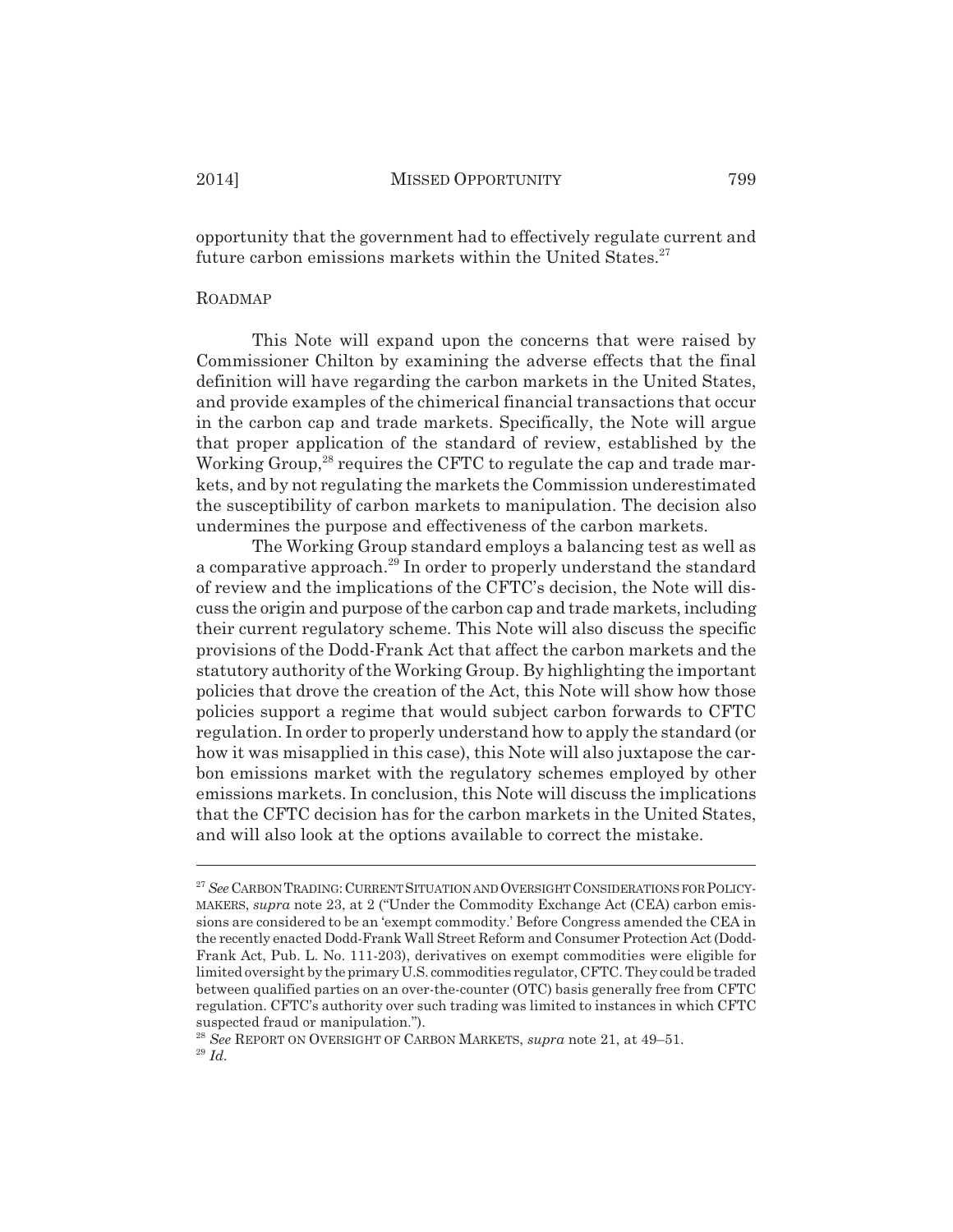opportunity that the government had to effectively regulate current and future carbon emissions markets within the United States.[27]

## ROADMAP

This Note will expand upon the concerns that were raised by Commissioner Chilton by examining the adverse effects that the final definition will have regarding the carbon markets in the United States, and provide examples of the chimerical financial transactions that occur in the carbon cap and trade markets. Specifically, the Note will argue that proper application of the standard of review, established by the Working Group,[28] requires the CFTC to regulate the cap and trade markets, and by not regulating the markets the Commission underestimated the susceptibility of carbon markets to manipulation. The decision also undermines the purpose and effectiveness of the carbon markets.

The Working Group standard employs a balancing test as well as a comparative approach.[29] In order to properly understand the standard of review and the implications of the CFTC's decision, the Note will discuss the origin and purpose of the carbon cap and trade markets, including their current regulatory scheme. This Note will also discuss the specific provisions of the Dodd-Frank Act that affect the carbon markets and the statutory authority of the Working Group. By highlighting the important policies that drove the creation of the Act, this Note will show how those policies support a regime that would subject carbon forwards to CFTC regulation. In order to properly understand how to apply the standard (or how it was misapplied in this case), this Note will also juxtapose the carbon emissions market with the regulatory schemes employed by other emissions markets. In conclusion, this Note will discuss the implications that the CFTC decision has for the carbon markets in the United States, and will also look at the options available to correct the mistake.

---

[27] *See* CARBON TRADING: CURRENT SITUATION AND OVERSIGHT CONSIDERATIONS FOR POLICYMAKERS, *supra* note 23, at 2 ("Under the Commodity Exchange Act (CEA) carbon emissions are considered to be an 'exempt commodity.' Before Congress amended the CEA in the recently enacted Dodd-Frank Wall Street Reform and Consumer Protection Act (Dodd-Frank Act, Pub. L. No. 111-203), derivatives on exempt commodities were eligible for limited oversight by the primary U.S. commodities regulator, CFTC. They could be traded between qualified parties on an over-the-counter (OTC) basis generally free from CFTC regulation. CFTC's authority over such trading was limited to instances in which CFTC suspected fraud or manipulation.").

[28] *See* REPORT ON OVERSIGHT OF CARBON MARKETS, *supra* note 21, at 49–51.

[29] *Id.*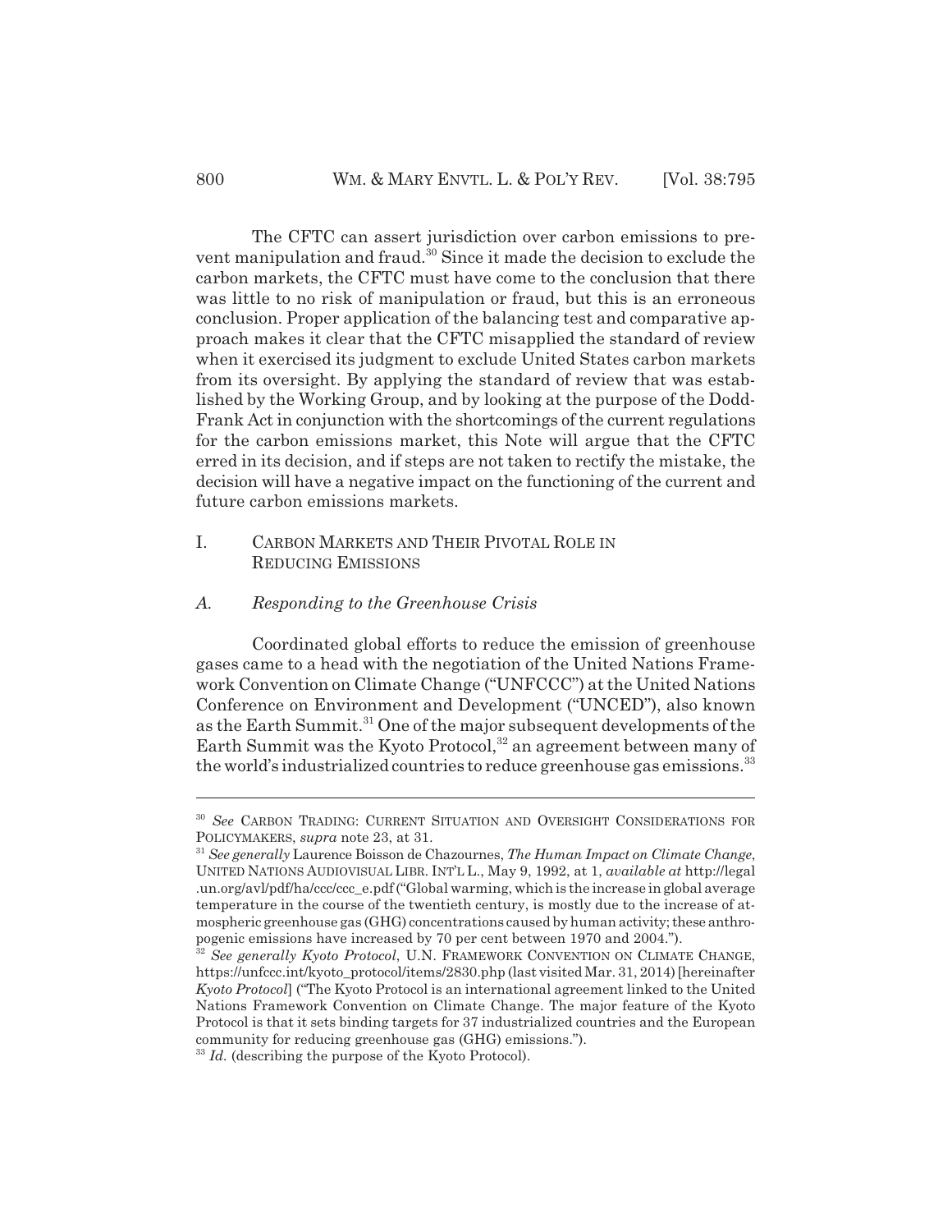The CFTC can assert jurisdiction over carbon emissions to prevent manipulation and fraud.[30] Since it made the decision to exclude the carbon markets, the CFTC must have come to the conclusion that there was little to no risk of manipulation or fraud, but this is an erroneous conclusion. Proper application of the balancing test and comparative approach makes it clear that the CFTC misapplied the standard of review when it exercised its judgment to exclude United States carbon markets from its oversight. By applying the standard of review that was established by the Working Group, and by looking at the purpose of the Dodd-Frank Act in conjunction with the shortcomings of the current regulations for the carbon emissions market, this Note will argue that the CFTC erred in its decision, and if steps are not taken to rectify the mistake, the decision will have a negative impact on the functioning of the current and future carbon emissions markets.

## I. CARBON MARKETS AND THEIR PIVOTAL ROLE IN REDUCING EMISSIONS

### *A. Responding to the Greenhouse Crisis*

Coordinated global efforts to reduce the emission of greenhouse gases came to a head with the negotiation of the United Nations Framework Convention on Climate Change ("UNFCCC") at the United Nations Conference on Environment and Development ("UNCED"), also known as the Earth Summit.[31] One of the major subsequent developments of the Earth Summit was the Kyoto Protocol,[32] an agreement between many of the world's industrialized countries to reduce greenhouse gas emissions.[33]

---

[30] *See* CARBON TRADING: CURRENT SITUATION AND OVERSIGHT CONSIDERATIONS FOR POLICYMAKERS, *supra* note 23, at 31.

[31] *See generally* Laurence Boisson de Chazournes, *The Human Impact on Climate Change*, UNITED NATIONS AUDIOVISUAL LIBR. INT'L L., May 9, 1992, at 1, *available at* http://legal.un.org/avl/pdf/ha/ccc/ccc_e.pdf ("Global warming, which is the increase in global average temperature in the course of the twentieth century, is mostly due to the increase of atmospheric greenhouse gas (GHG) concentrations caused by human activity; these anthropogenic emissions have increased by 70 per cent between 1970 and 2004.").

[32] *See generally Kyoto Protocol*, U.N. FRAMEWORK CONVENTION ON CLIMATE CHANGE, https://unfccc.int/kyoto_protocol/items/2830.php (last visited Mar. 31, 2014) [hereinafter *Kyoto Protocol*] ("The Kyoto Protocol is an international agreement linked to the United Nations Framework Convention on Climate Change. The major feature of the Kyoto Protocol is that it sets binding targets for 37 industrialized countries and the European community for reducing greenhouse gas (GHG) emissions.").

[33] *Id.* (describing the purpose of the Kyoto Protocol).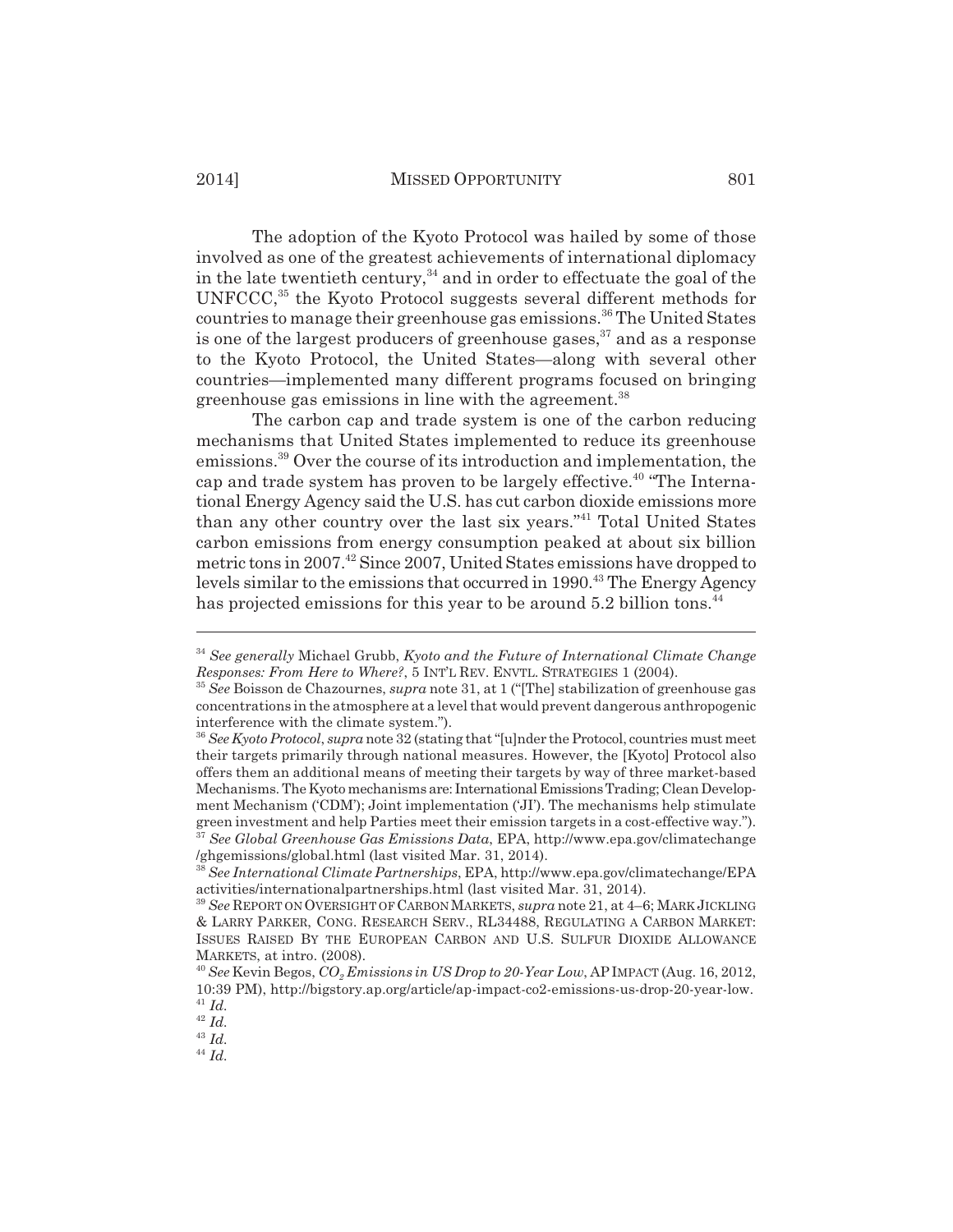The adoption of the Kyoto Protocol was hailed by some of those involved as one of the greatest achievements of international diplomacy in the late twentieth century,[34] and in order to effectuate the goal of the UNFCCC,[35] the Kyoto Protocol suggests several different methods for countries to manage their greenhouse gas emissions.[36] The United States is one of the largest producers of greenhouse gases,[37] and as a response to the Kyoto Protocol, the United States—along with several other countries—implemented many different programs focused on bringing greenhouse gas emissions in line with the agreement.[38]

The carbon cap and trade system is one of the carbon reducing mechanisms that United States implemented to reduce its greenhouse emissions.[39] Over the course of its introduction and implementation, the cap and trade system has proven to be largely effective.[40] "The International Energy Agency said the U.S. has cut carbon dioxide emissions more than any other country over the last six years."[41] Total United States carbon emissions from energy consumption peaked at about six billion metric tons in 2007.[42] Since 2007, United States emissions have dropped to levels similar to the emissions that occurred in 1990.[43] The Energy Agency has projected emissions for this year to be around 5.2 billion tons.[44]

---

[34] *See generally* Michael Grubb, *Kyoto and the Future of International Climate Change Responses: From Here to Where?*, 5 INT'L REV. ENVTL. STRATEGIES 1 (2004).

[35] *See* Boisson de Chazournes, *supra* note 31, at 1 ("[The] stabilization of greenhouse gas concentrations in the atmosphere at a level that would prevent dangerous anthropogenic interference with the climate system.").

[36] *See Kyoto Protocol*, *supra* note 32 (stating that "[u]nder the Protocol, countries must meet their targets primarily through national measures. However, the [Kyoto] Protocol also offers them an additional means of meeting their targets by way of three market-based Mechanisms. The Kyoto mechanisms are: International Emissions Trading; Clean Development Mechanism ('CDM'); Joint implementation ('JI'). The mechanisms help stimulate green investment and help Parties meet their emission targets in a cost-effective way.").

[37] *See Global Greenhouse Gas Emissions Data*, EPA, http://www.epa.gov/climatechange/ghgemissions/global.html (last visited Mar. 31, 2014).

[38] *See International Climate Partnerships*, EPA, http://www.epa.gov/climatechange/EPAactivities/internationalpartnerships.html (last visited Mar. 31, 2014).

[39] *See* REPORT ON OVERSIGHT OF CARBON MARKETS, *supra* note 21, at 4–6; MARK JICKLING & LARRY PARKER, CONG. RESEARCH SERV., RL34488, REGULATING A CARBON MARKET: ISSUES RAISED BY THE EUROPEAN CARBON AND U.S. SULFUR DIOXIDE ALLOWANCE MARKETS, at intro. (2008).

[40] *See* Kevin Begos, *$CO_2$ Emissions in US Drop to 20-Year Low*, AP IMPACT (Aug. 16, 2012, 10:39 PM), http://bigstory.ap.org/article/ap-impact-co2-emissions-us-drop-20-year-low.

[41] *Id.*

[42] *Id.*

[43] *Id.*

[44] *Id.*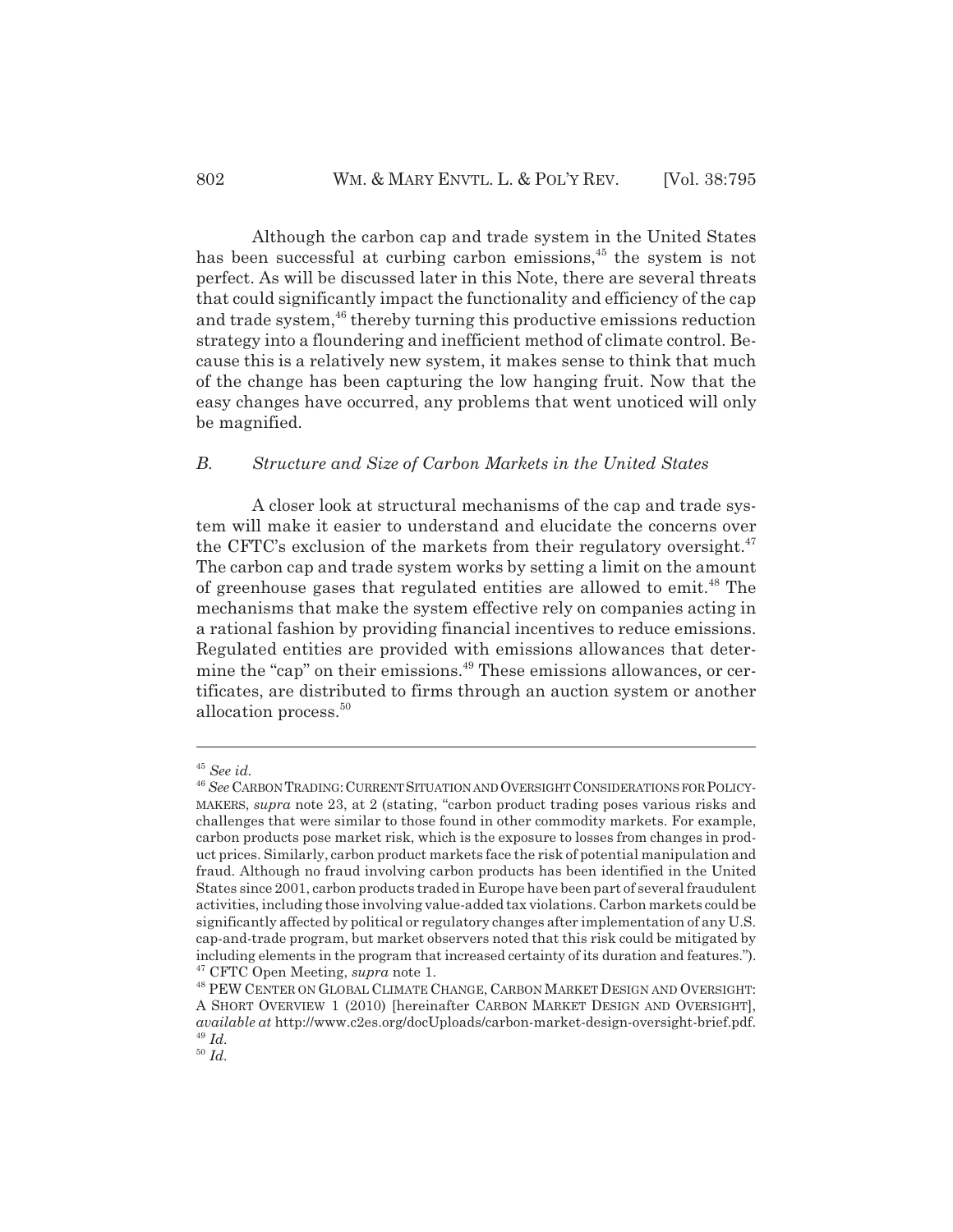Although the carbon cap and trade system in the United States has been successful at curbing carbon emissions,[45] the system is not perfect. As will be discussed later in this Note, there are several threats that could significantly impact the functionality and efficiency of the cap and trade system,[46] thereby turning this productive emissions reduction strategy into a floundering and inefficient method of climate control. Because this is a relatively new system, it makes sense to think that much of the change has been capturing the low hanging fruit. Now that the easy changes have occurred, any problems that went unoticed will only be magnified.

### *B. Structure and Size of Carbon Markets in the United States*

A closer look at structural mechanisms of the cap and trade system will make it easier to understand and elucidate the concerns over the CFTC's exclusion of the markets from their regulatory oversight.[47] The carbon cap and trade system works by setting a limit on the amount of greenhouse gases that regulated entities are allowed to emit.[48] The mechanisms that make the system effective rely on companies acting in a rational fashion by providing financial incentives to reduce emissions. Regulated entities are provided with emissions allowances that determine the "cap" on their emissions.[49] These emissions allowances, or certificates, are distributed to firms through an auction system or another allocation process.[50]

---

[45] *See id.*

[46] *See* CARBON TRADING: CURRENT SITUATION AND OVERSIGHT CONSIDERATIONS FOR POLICYMAKERS, *supra* note 23, at 2 (stating, "carbon product trading poses various risks and challenges that were similar to those found in other commodity markets. For example, carbon products pose market risk, which is the exposure to losses from changes in product prices. Similarly, carbon product markets face the risk of potential manipulation and fraud. Although no fraud involving carbon products has been identified in the United States since 2001, carbon products traded in Europe have been part of several fraudulent activities, including those involving value-added tax violations. Carbon markets could be significantly affected by political or regulatory changes after implementation of any U.S. cap-and-trade program, but market observers noted that this risk could be mitigated by including elements in the program that increased certainty of its duration and features.").

[47] CFTC Open Meeting, *supra* note 1.

[48] PEW CENTER ON GLOBAL CLIMATE CHANGE, CARBON MARKET DESIGN AND OVERSIGHT: A SHORT OVERVIEW 1 (2010) [hereinafter CARBON MARKET DESIGN AND OVERSIGHT], *available at* http://www.c2es.org/docUploads/carbon-market-design-oversight-brief.pdf.

[49] *Id.*

[50] *Id.*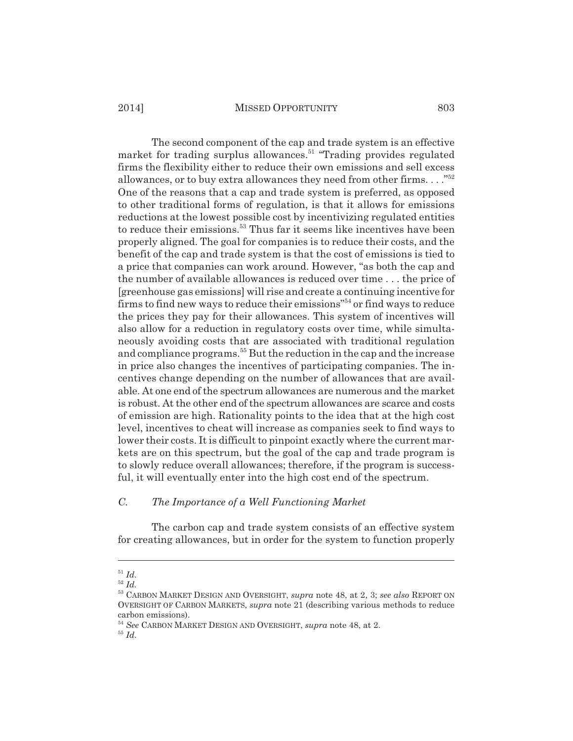The second component of the cap and trade system is an effective market for trading surplus allowances.[51] "Trading provides regulated firms the flexibility either to reduce their own emissions and sell excess allowances, or to buy extra allowances they need from other firms. . . ."[52] One of the reasons that a cap and trade system is preferred, as opposed to other traditional forms of regulation, is that it allows for emissions reductions at the lowest possible cost by incentivizing regulated entities to reduce their emissions.[53] Thus far it seems like incentives have been properly aligned. The goal for companies is to reduce their costs, and the benefit of the cap and trade system is that the cost of emissions is tied to a price that companies can work around. However, "as both the cap and the number of available allowances is reduced over time . . . the price of [greenhouse gas emissions] will rise and create a continuing incentive for firms to find new ways to reduce their emissions"[54] or find ways to reduce the prices they pay for their allowances. This system of incentives will also allow for a reduction in regulatory costs over time, while simultaneously avoiding costs that are associated with traditional regulation and compliance programs.[55] But the reduction in the cap and the increase in price also changes the incentives of participating companies. The incentives change depending on the number of allowances that are available. At one end of the spectrum allowances are numerous and the market is robust. At the other end of the spectrum allowances are scarce and costs of emission are high. Rationality points to the idea that at the high cost level, incentives to cheat will increase as companies seek to find ways to lower their costs. It is difficult to pinpoint exactly where the current markets are on this spectrum, but the goal of the cap and trade program is to slowly reduce overall allowances; therefore, if the program is successful, it will eventually enter into the high cost end of the spectrum.

### C. *The Importance of a Well Functioning Market*

The carbon cap and trade system consists of an effective system for creating allowances, but in order for the system to function properly

---

[51] *Id.*

[52] *Id.*

[53] CARBON MARKET DESIGN AND OVERSIGHT, *supra* note 48, at 2, 3; *see also* REPORT ON OVERSIGHT OF CARBON MARKETS, *supra* note 21 (describing various methods to reduce carbon emissions).

[54] *See* CARBON MARKET DESIGN AND OVERSIGHT, *supra* note 48, at 2.

[55] *Id.*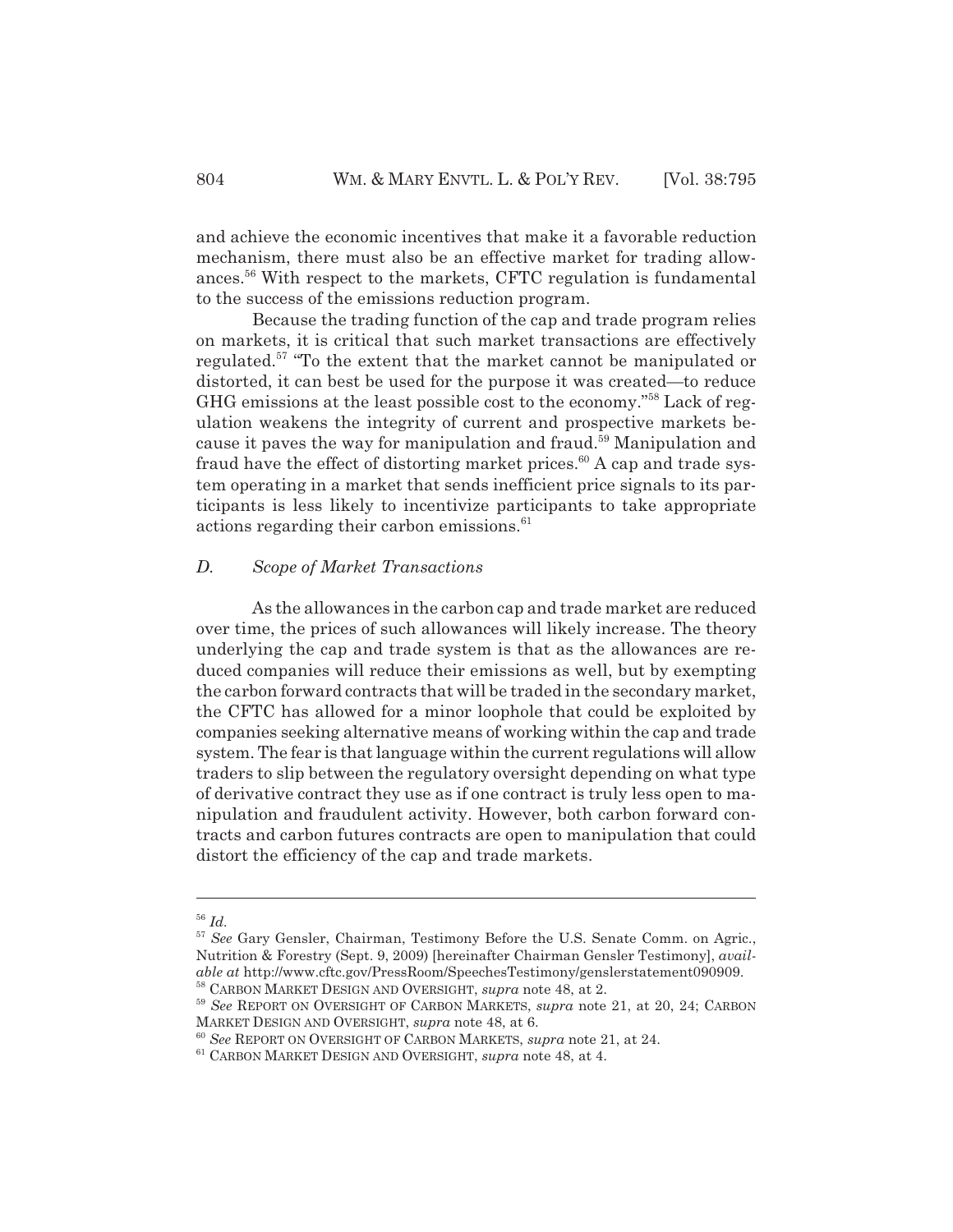and achieve the economic incentives that make it a favorable reduction mechanism, there must also be an effective market for trading allowances.[56] With respect to the markets, CFTC regulation is fundamental to the success of the emissions reduction program.

Because the trading function of the cap and trade program relies on markets, it is critical that such market transactions are effectively regulated.[57] "To the extent that the market cannot be manipulated or distorted, it can best be used for the purpose it was created—to reduce GHG emissions at the least possible cost to the economy."[58] Lack of regulation weakens the integrity of current and prospective markets because it paves the way for manipulation and fraud.[59] Manipulation and fraud have the effect of distorting market prices.[60] A cap and trade system operating in a market that sends inefficient price signals to its participants is less likely to incentivize participants to take appropriate actions regarding their carbon emissions.[61]

### *D. Scope of Market Transactions*

As the allowances in the carbon cap and trade market are reduced over time, the prices of such allowances will likely increase. The theory underlying the cap and trade system is that as the allowances are reduced companies will reduce their emissions as well, but by exempting the carbon forward contracts that will be traded in the secondary market, the CFTC has allowed for a minor loophole that could be exploited by companies seeking alternative means of working within the cap and trade system. The fear is that language within the current regulations will allow traders to slip between the regulatory oversight depending on what type of derivative contract they use as if one contract is truly less open to manipulation and fraudulent activity. However, both carbon forward contracts and carbon futures contracts are open to manipulation that could distort the efficiency of the cap and trade markets.

---

[56] *Id.*

[57] *See* Gary Gensler, Chairman, Testimony Before the U.S. Senate Comm. on Agric., Nutrition & Forestry (Sept. 9, 2009) [hereinafter Chairman Gensler Testimony], *available at* http://www.cftc.gov/PressRoom/SpeechesTestimony/genslerstatement090909.

[58] CARBON MARKET DESIGN AND OVERSIGHT, *supra* note 48, at 2.

[59] *See* REPORT ON OVERSIGHT OF CARBON MARKETS, *supra* note 21, at 20, 24; CARBON MARKET DESIGN AND OVERSIGHT, *supra* note 48, at 6.

[60] *See* REPORT ON OVERSIGHT OF CARBON MARKETS, *supra* note 21, at 24.

[61] CARBON MARKET DESIGN AND OVERSIGHT, *supra* note 48, at 4.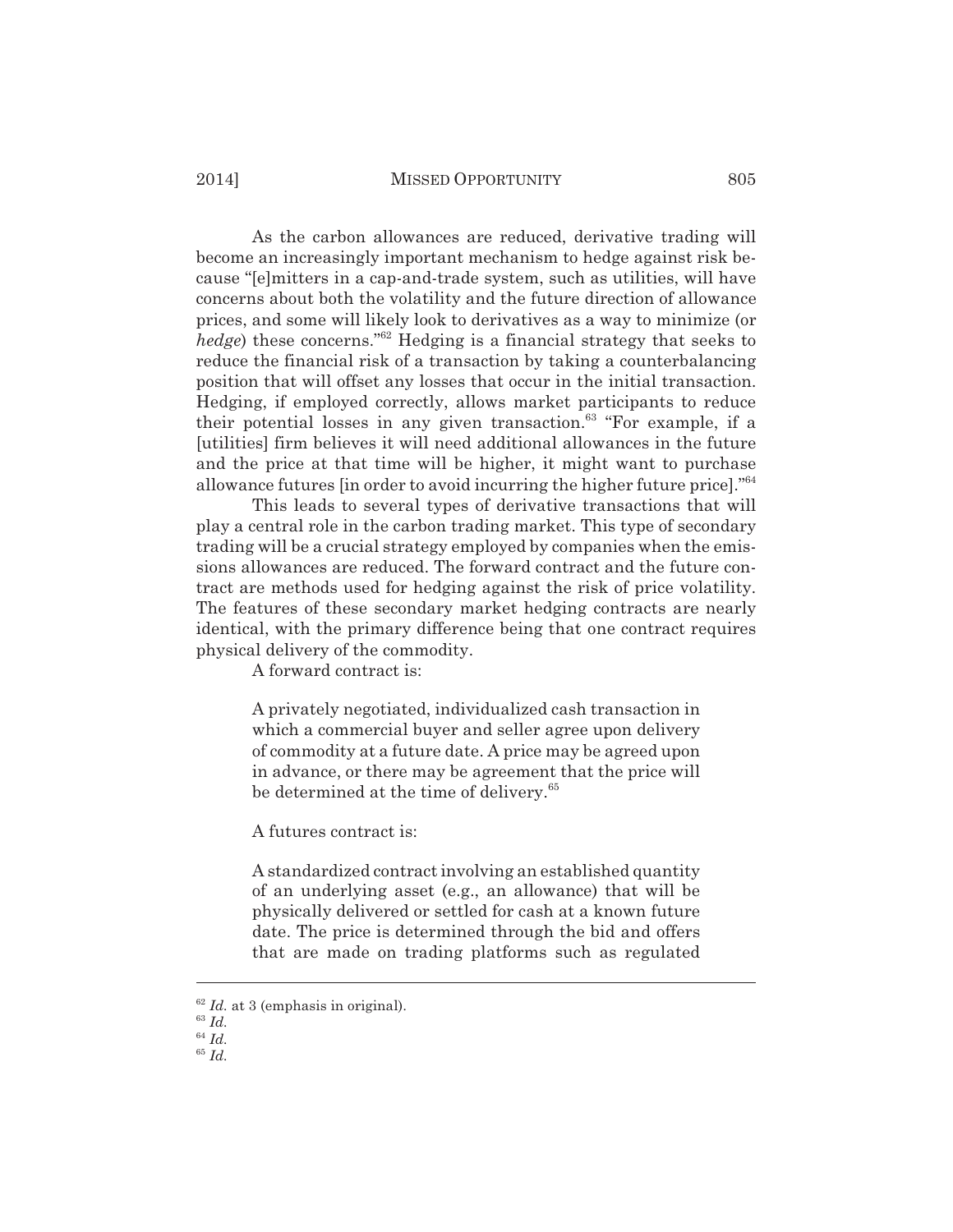As the carbon allowances are reduced, derivative trading will become an increasingly important mechanism to hedge against risk because "[e]mitters in a cap-and-trade system, such as utilities, will have concerns about both the volatility and the future direction of allowance prices, and some will likely look to derivatives as a way to minimize (or *hedge*) these concerns."[62] Hedging is a financial strategy that seeks to reduce the financial risk of a transaction by taking a counterbalancing position that will offset any losses that occur in the initial transaction. Hedging, if employed correctly, allows market participants to reduce their potential losses in any given transaction.[63] "For example, if a [utilities] firm believes it will need additional allowances in the future and the price at that time will be higher, it might want to purchase allowance futures [in order to avoid incurring the higher future price]."[64]

This leads to several types of derivative transactions that will play a central role in the carbon trading market. This type of secondary trading will be a crucial strategy employed by companies when the emissions allowances are reduced. The forward contract and the future contract are methods used for hedging against the risk of price volatility. The features of these secondary market hedging contracts are nearly identical, with the primary difference being that one contract requires physical delivery of the commodity.

A forward contract is:

> A privately negotiated, individualized cash transaction in which a commercial buyer and seller agree upon delivery of commodity at a future date. A price may be agreed upon in advance, or there may be agreement that the price will be determined at the time of delivery.[65]

A futures contract is:

> A standardized contract involving an established quantity of an underlying asset (e.g., an allowance) that will be physically delivered or settled for cash at a known future date. The price is determined through the bid and offers that are made on trading platforms such as regulated

---

[62] *Id.* at 3 (emphasis in original).

[63] *Id.*

[64] *Id.*

[65] *Id.*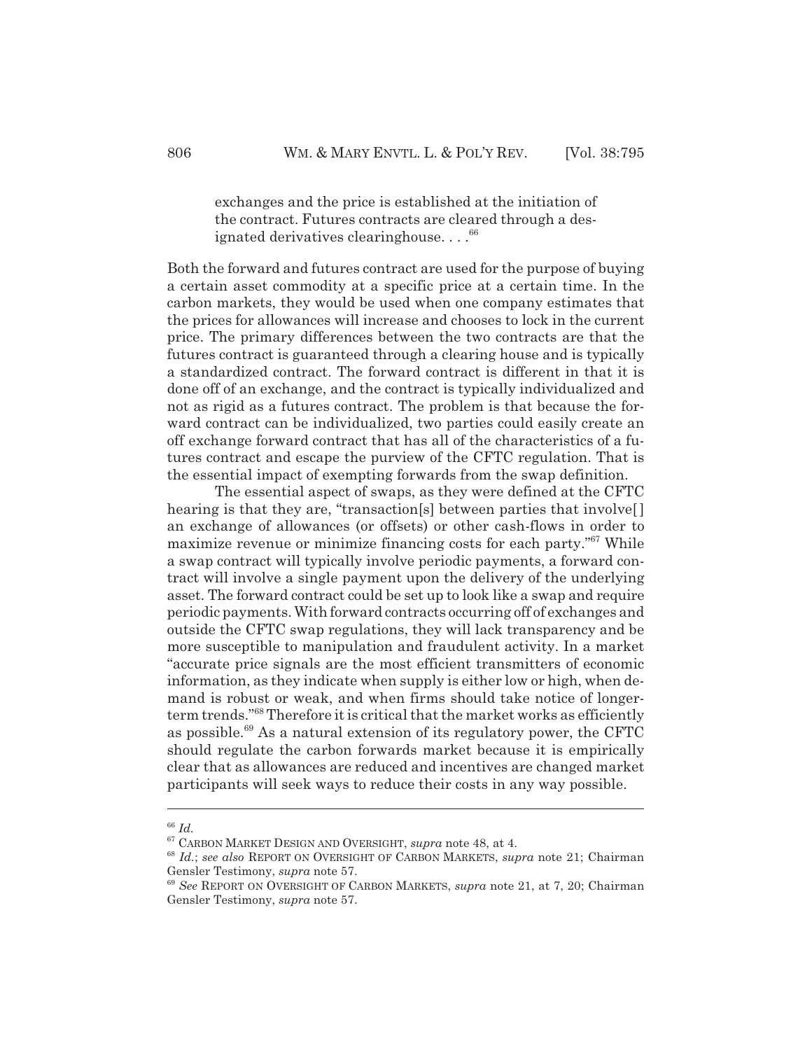> exchanges and the price is established at the initiation of the contract. Futures contracts are cleared through a designated derivatives clearinghouse. . . .[66]

Both the forward and futures contract are used for the purpose of buying a certain asset commodity at a specific price at a certain time. In the carbon markets, they would be used when one company estimates that the prices for allowances will increase and chooses to lock in the current price. The primary differences between the two contracts are that the futures contract is guaranteed through a clearing house and is typically a standardized contract. The forward contract is different in that it is done off of an exchange, and the contract is typically individualized and not as rigid as a futures contract. The problem is that because the forward contract can be individualized, two parties could easily create an off exchange forward contract that has all of the characteristics of a futures contract and escape the purview of the CFTC regulation. That is the essential impact of exempting forwards from the swap definition.

The essential aspect of swaps, as they were defined at the CFTC hearing is that they are, "transaction[s] between parties that involve[] an exchange of allowances (or offsets) or other cash-flows in order to maximize revenue or minimize financing costs for each party."[67] While a swap contract will typically involve periodic payments, a forward contract will involve a single payment upon the delivery of the underlying asset. The forward contract could be set up to look like a swap and require periodic payments. With forward contracts occurring off of exchanges and outside the CFTC swap regulations, they will lack transparency and be more susceptible to manipulation and fraudulent activity. In a market "accurate price signals are the most efficient transmitters of economic information, as they indicate when supply is either low or high, when demand is robust or weak, and when firms should take notice of longer-term trends."[68] Therefore it is critical that the market works as efficiently as possible.[69] As a natural extension of its regulatory power, the CFTC should regulate the carbon forwards market because it is empirically clear that as allowances are reduced and incentives are changed market participants will seek ways to reduce their costs in any way possible.

---

[66] *Id.*

[67] CARBON MARKET DESIGN AND OVERSIGHT, *supra* note 48, at 4.

[68] *Id.*; *see also* REPORT ON OVERSIGHT OF CARBON MARKETS, *supra* note 21; Chairman Gensler Testimony, *supra* note 57.

[69] *See* REPORT ON OVERSIGHT OF CARBON MARKETS, *supra* note 21, at 7, 20; Chairman Gensler Testimony, *supra* note 57.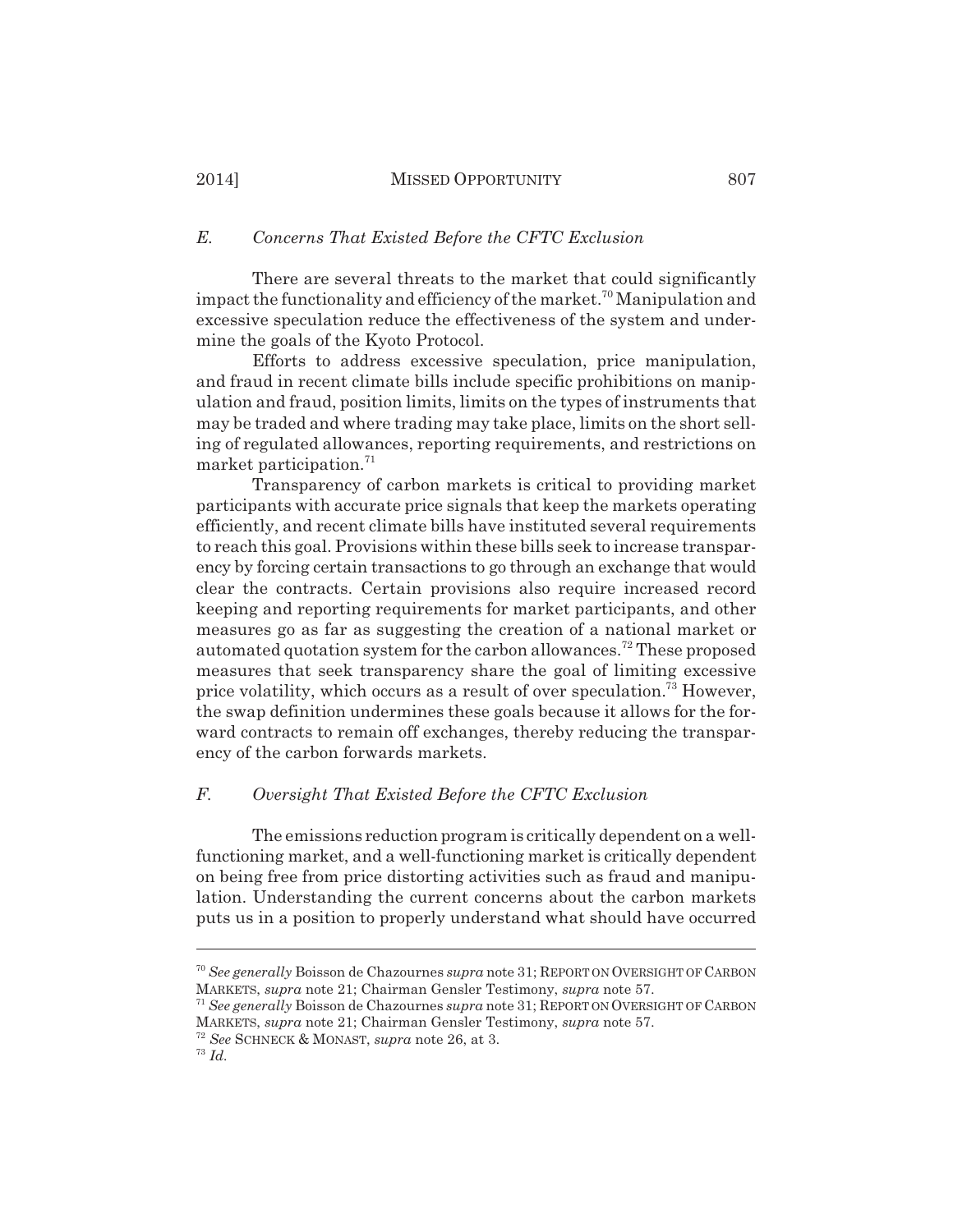### *E. Concerns That Existed Before the CFTC Exclusion*

There are several threats to the market that could significantly impact the functionality and efficiency of the market.[70] Manipulation and excessive speculation reduce the effectiveness of the system and undermine the goals of the Kyoto Protocol.

Efforts to address excessive speculation, price manipulation, and fraud in recent climate bills include specific prohibitions on manipulation and fraud, position limits, limits on the types of instruments that may be traded and where trading may take place, limits on the short selling of regulated allowances, reporting requirements, and restrictions on market participation.[71]

Transparency of carbon markets is critical to providing market participants with accurate price signals that keep the markets operating efficiently, and recent climate bills have instituted several requirements to reach this goal. Provisions within these bills seek to increase transparency by forcing certain transactions to go through an exchange that would clear the contracts. Certain provisions also require increased record keeping and reporting requirements for market participants, and other measures go as far as suggesting the creation of a national market or automated quotation system for the carbon allowances.[72] These proposed measures that seek transparency share the goal of limiting excessive price volatility, which occurs as a result of over speculation.[73] However, the swap definition undermines these goals because it allows for the forward contracts to remain off exchanges, thereby reducing the transparency of the carbon forwards markets.

### *F. Oversight That Existed Before the CFTC Exclusion*

The emissions reduction program is critically dependent on a well-functioning market, and a well-functioning market is critically dependent on being free from price distorting activities such as fraud and manipulation. Understanding the current concerns about the carbon markets puts us in a position to properly understand what should have occurred

---

[70] *See generally* Boisson de Chazournes *supra* note 31; REPORT ON OVERSIGHT OF CARBON MARKETS, *supra* note 21; Chairman Gensler Testimony, *supra* note 57.

[71] *See generally* Boisson de Chazournes *supra* note 31; REPORT ON OVERSIGHT OF CARBON MARKETS, *supra* note 21; Chairman Gensler Testimony, *supra* note 57.

[72] *See* SCHNECK & MONAST, *supra* note 26, at 3.

[73] *Id.*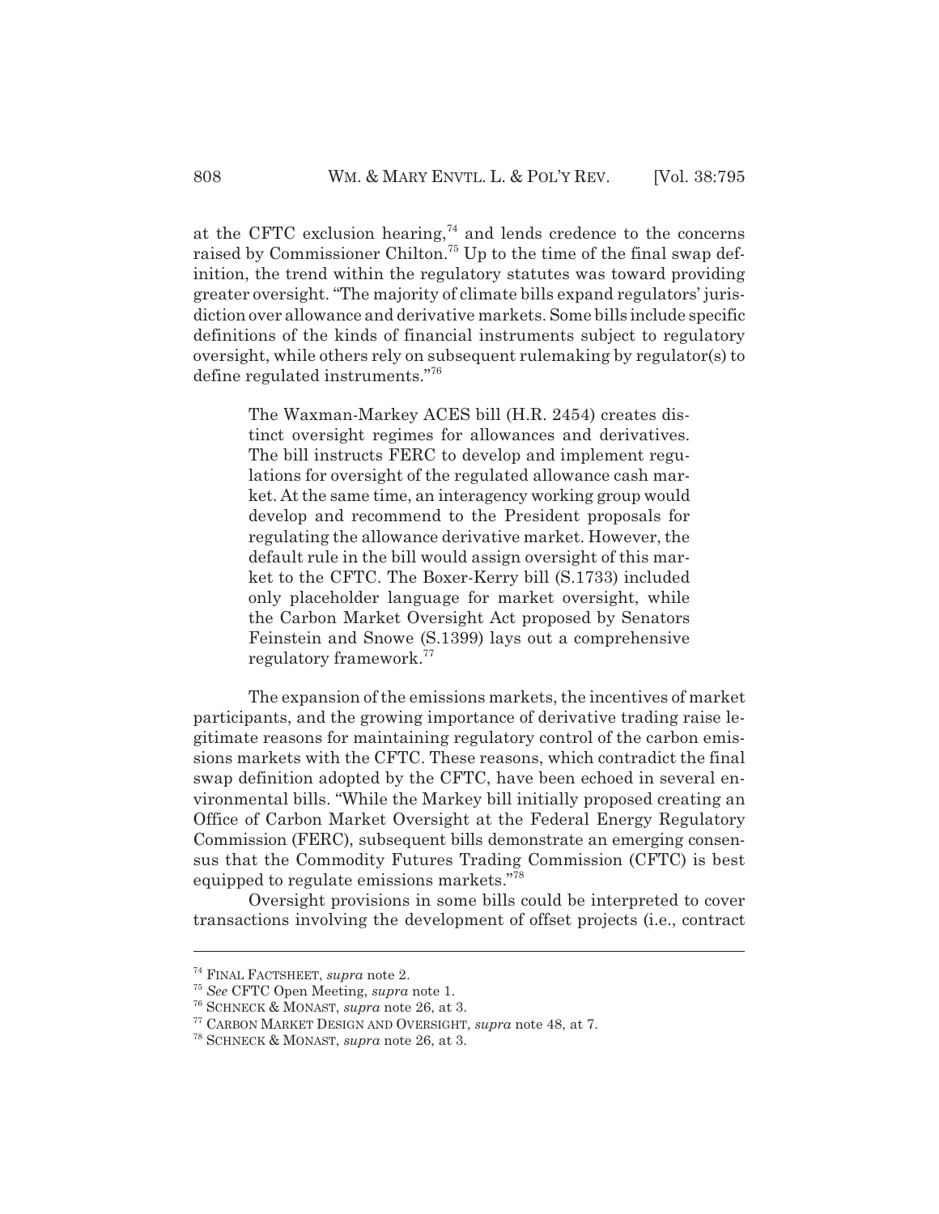at the CFTC exclusion hearing,[74] and lends credence to the concerns raised by Commissioner Chilton.[75] Up to the time of the final swap definition, the trend within the regulatory statutes was toward providing greater oversight. "The majority of climate bills expand regulators' jurisdiction over allowance and derivative markets. Some bills include specific definitions of the kinds of financial instruments subject to regulatory oversight, while others rely on subsequent rulemaking by regulator(s) to define regulated instruments."[76]

> The Waxman-Markey ACES bill (H.R. 2454) creates distinct oversight regimes for allowances and derivatives. The bill instructs FERC to develop and implement regulations for oversight of the regulated allowance cash market. At the same time, an interagency working group would develop and recommend to the President proposals for regulating the allowance derivative market. However, the default rule in the bill would assign oversight of this market to the CFTC. The Boxer-Kerry bill (S.1733) included only placeholder language for market oversight, while the Carbon Market Oversight Act proposed by Senators Feinstein and Snowe (S.1399) lays out a comprehensive regulatory framework.[77]

The expansion of the emissions markets, the incentives of market participants, and the growing importance of derivative trading raise legitimate reasons for maintaining regulatory control of the carbon emissions markets with the CFTC. These reasons, which contradict the final swap definition adopted by the CFTC, have been echoed in several environmental bills. "While the Markey bill initially proposed creating an Office of Carbon Market Oversight at the Federal Energy Regulatory Commission (FERC), subsequent bills demonstrate an emerging consensus that the Commodity Futures Trading Commission (CFTC) is best equipped to regulate emissions markets."[78]

Oversight provisions in some bills could be interpreted to cover transactions involving the development of offset projects (i.e., contract

---

[74] FINAL FACTSHEET, *supra* note 2.

[75] *See* CFTC Open Meeting, *supra* note 1.

[76] SCHNECK & MONAST, *supra* note 26, at 3.

[77] CARBON MARKET DESIGN AND OVERSIGHT, *supra* note 48, at 7.

[78] SCHNECK & MONAST, *supra* note 26, at 3.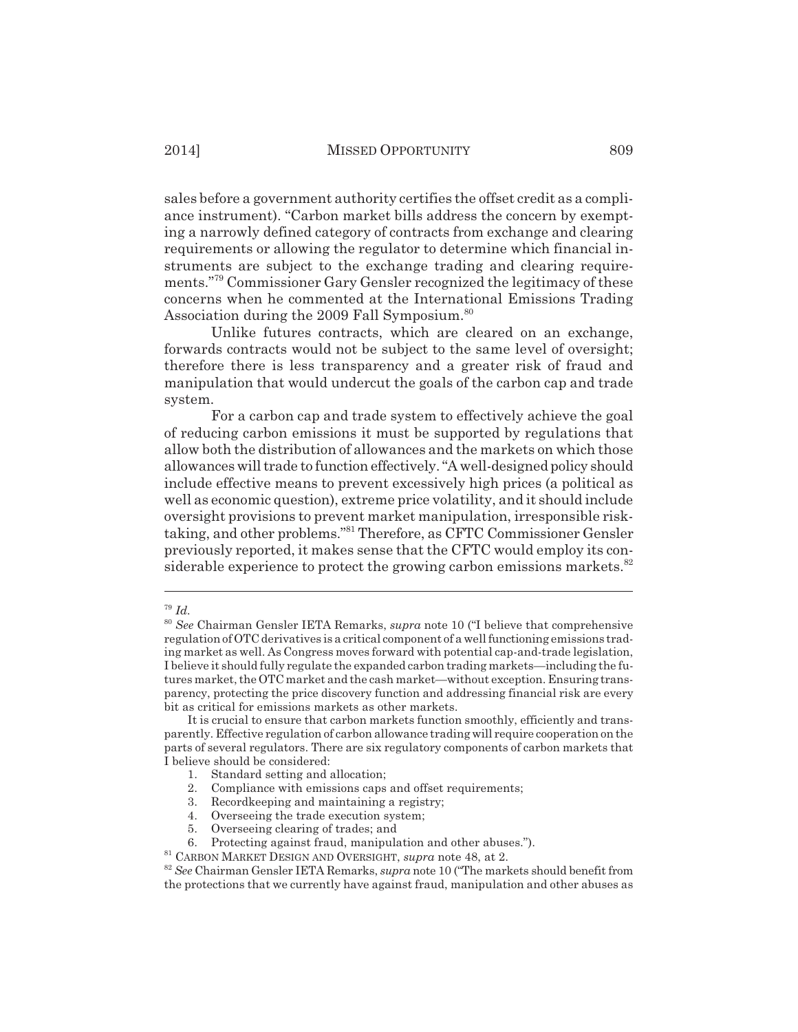sales before a government authority certifies the offset credit as a compliance instrument). "Carbon market bills address the concern by exempting a narrowly defined category of contracts from exchange and clearing requirements or allowing the regulator to determine which financial instruments are subject to the exchange trading and clearing requirements."[79] Commissioner Gary Gensler recognized the legitimacy of these concerns when he commented at the International Emissions Trading Association during the 2009 Fall Symposium.[80]

Unlike futures contracts, which are cleared on an exchange, forwards contracts would not be subject to the same level of oversight; therefore there is less transparency and a greater risk of fraud and manipulation that would undercut the goals of the carbon cap and trade system.

For a carbon cap and trade system to effectively achieve the goal of reducing carbon emissions it must be supported by regulations that allow both the distribution of allowances and the markets on which those allowances will trade to function effectively. "A well-designed policy should include effective means to prevent excessively high prices (a political as well as economic question), extreme price volatility, and it should include oversight provisions to prevent market manipulation, irresponsible risk-taking, and other problems."[81] Therefore, as CFTC Commissioner Gensler previously reported, it makes sense that the CFTC would employ its considerable experience to protect the growing carbon emissions markets.[82]

---

[79] *Id.*

[80] *See* Chairman Gensler IETA Remarks, *supra* note 10 ("I believe that comprehensive regulation of OTC derivatives is a critical component of a well functioning emissions trading market as well. As Congress moves forward with potential cap-and-trade legislation, I believe it should fully regulate the expanded carbon trading markets—including the futures market, the OTC market and the cash market—without exception. Ensuring transparency, protecting the price discovery function and addressing financial risk are every bit as critical for emissions markets as other markets.

It is crucial to ensure that carbon markets function smoothly, efficiently and transparently. Effective regulation of carbon allowance trading will require cooperation on the parts of several regulators. There are six regulatory components of carbon markets that I believe should be considered:

1. Standard setting and allocation;
2. Compliance with emissions caps and offset requirements;
3. Recordkeeping and maintaining a registry;
4. Overseeing the trade execution system;
5. Overseeing clearing of trades; and
6. Protecting against fraud, manipulation and other abuses.").

[81] CARBON MARKET DESIGN AND OVERSIGHT, *supra* note 48, at 2.

[82] *See* Chairman Gensler IETA Remarks, *supra* note 10 ("The markets should benefit from the protections that we currently have against fraud, manipulation and other abuses as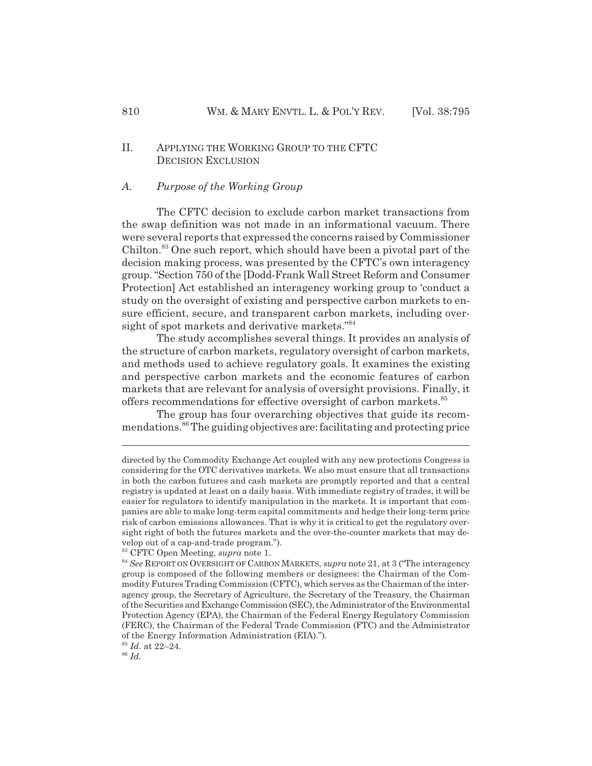## II. APPLYING THE WORKING GROUP TO THE CFTC DECISION EXCLUSION

### A. *Purpose of the Working Group*

The CFTC decision to exclude carbon market transactions from the swap definition was not made in an informational vacuum. There were several reports that expressed the concerns raised by Commissioner Chilton.[83] One such report, which should have been a pivotal part of the decision making process, was presented by the CFTC's own interagency group. "Section 750 of the [Dodd-Frank Wall Street Reform and Consumer Protection] Act established an interagency working group to 'conduct a study on the oversight of existing and perspective carbon markets to ensure efficient, secure, and transparent carbon markets, including oversight of spot markets and derivative markets.'"[84]

The study accomplishes several things. It provides an analysis of the structure of carbon markets, regulatory oversight of carbon markets, and methods used to achieve regulatory goals. It examines the existing and perspective carbon markets and the economic features of carbon markets that are relevant for analysis of oversight provisions. Finally, it offers recommendations for effective oversight of carbon markets.[85]

The group has four overarching objectives that guide its recommendations.[86] The guiding objectives are: facilitating and protecting price

---

directed by the Commodity Exchange Act coupled with any new protections Congress is considering for the OTC derivatives markets. We also must ensure that all transactions in both the carbon futures and cash markets are promptly reported and that a central registry is updated at least on a daily basis. With immediate registry of trades, it will be easier for regulators to identify manipulation in the markets. It is important that companies are able to make long-term capital commitments and hedge their long-term price risk of carbon emissions allowances. That is why it is critical to get the regulatory oversight right of both the futures markets and the over-the-counter markets that may develop out of a cap-and-trade program.").

[83] CFTC Open Meeting, *supra* note 1.

[84] *See* REPORT ON OVERSIGHT OF CARBON MARKETS, *supra* note 21, at 3 ("The interagency group is composed of the following members or designees: the Chairman of the Commodity Futures Trading Commission (CFTC), which serves as the Chairman of the interagency group, the Secretary of Agriculture, the Secretary of the Treasury, the Chairman of the Securities and Exchange Commission (SEC), the Administrator of the Environmental Protection Agency (EPA), the Chairman of the Federal Energy Regulatory Commission (FERC), the Chairman of the Federal Trade Commission (FTC) and the Administrator of the Energy Information Administration (EIA).").

[85] *Id.* at 22–24.

[86] *Id.*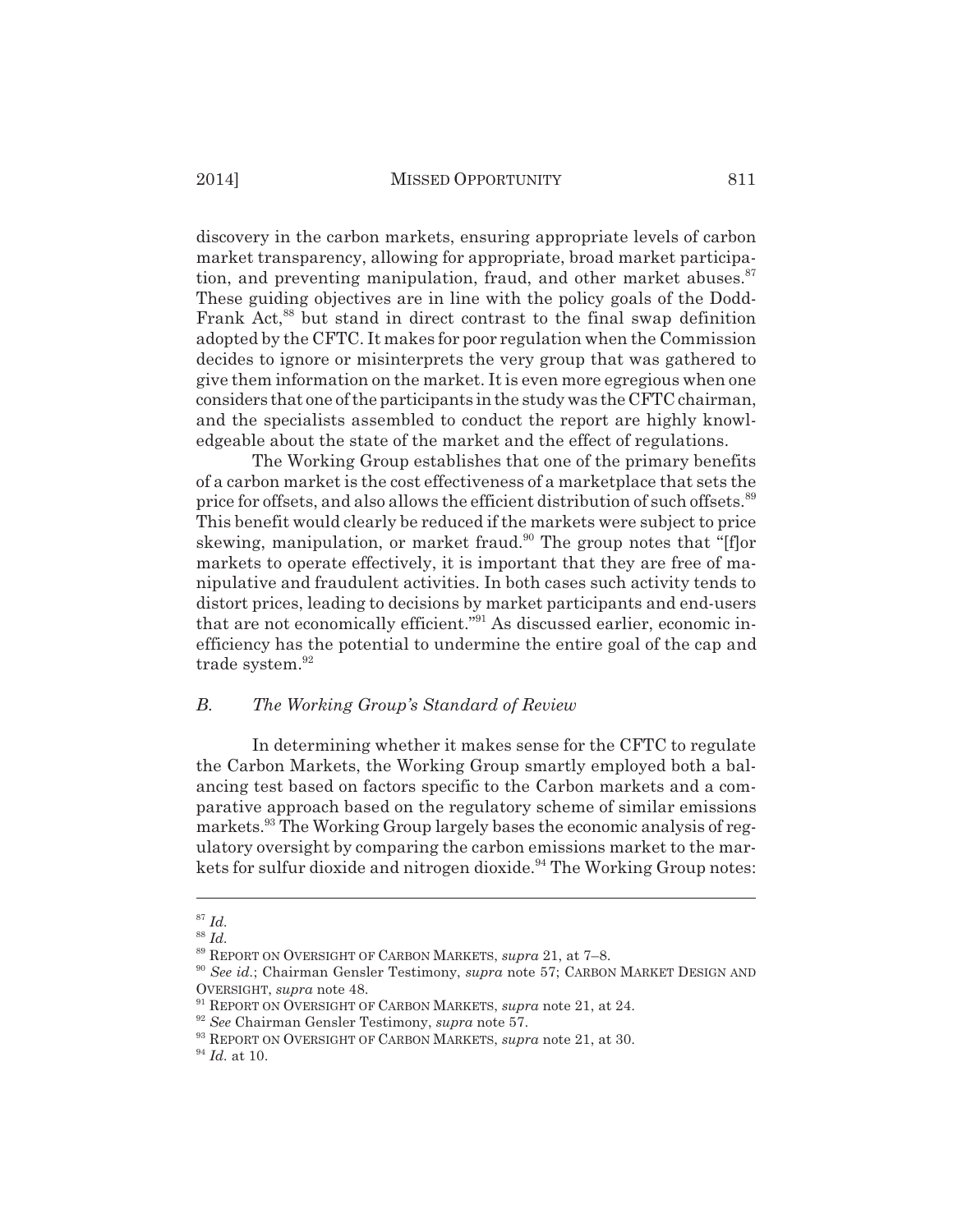discovery in the carbon markets, ensuring appropriate levels of carbon market transparency, allowing for appropriate, broad market participation, and preventing manipulation, fraud, and other market abuses.[87] These guiding objectives are in line with the policy goals of the Dodd-Frank Act,[88] but stand in direct contrast to the final swap definition adopted by the CFTC. It makes for poor regulation when the Commission decides to ignore or misinterprets the very group that was gathered to give them information on the market. It is even more egregious when one considers that one of the participants in the study was the CFTC chairman, and the specialists assembled to conduct the report are highly knowledgeable about the state of the market and the effect of regulations.

The Working Group establishes that one of the primary benefits of a carbon market is the cost effectiveness of a marketplace that sets the price for offsets, and also allows the efficient distribution of such offsets.[89] This benefit would clearly be reduced if the markets were subject to price skewing, manipulation, or market fraud.[90] The group notes that "[f]or markets to operate effectively, it is important that they are free of manipulative and fraudulent activities. In both cases such activity tends to distort prices, leading to decisions by market participants and end-users that are not economically efficient."[91] As discussed earlier, economic inefficiency has the potential to undermine the entire goal of the cap and trade system.[92]

### *B. The Working Group's Standard of Review*

In determining whether it makes sense for the CFTC to regulate the Carbon Markets, the Working Group smartly employed both a balancing test based on factors specific to the Carbon markets and a comparative approach based on the regulatory scheme of similar emissions markets.[93] The Working Group largely bases the economic analysis of regulatory oversight by comparing the carbon emissions market to the markets for sulfur dioxide and nitrogen dioxide.[94] The Working Group notes:

---

[87] *Id.*

[88] *Id.*

[89] REPORT ON OVERSIGHT OF CARBON MARKETS, *supra* 21, at 7–8.

[90] *See id.*; Chairman Gensler Testimony, *supra* note 57; CARBON MARKET DESIGN AND OVERSIGHT, *supra* note 48.

[91] REPORT ON OVERSIGHT OF CARBON MARKETS, *supra* note 21, at 24.

[92] *See* Chairman Gensler Testimony, *supra* note 57.

[93] REPORT ON OVERSIGHT OF CARBON MARKETS, *supra* note 21, at 30.

[94] *Id.* at 10.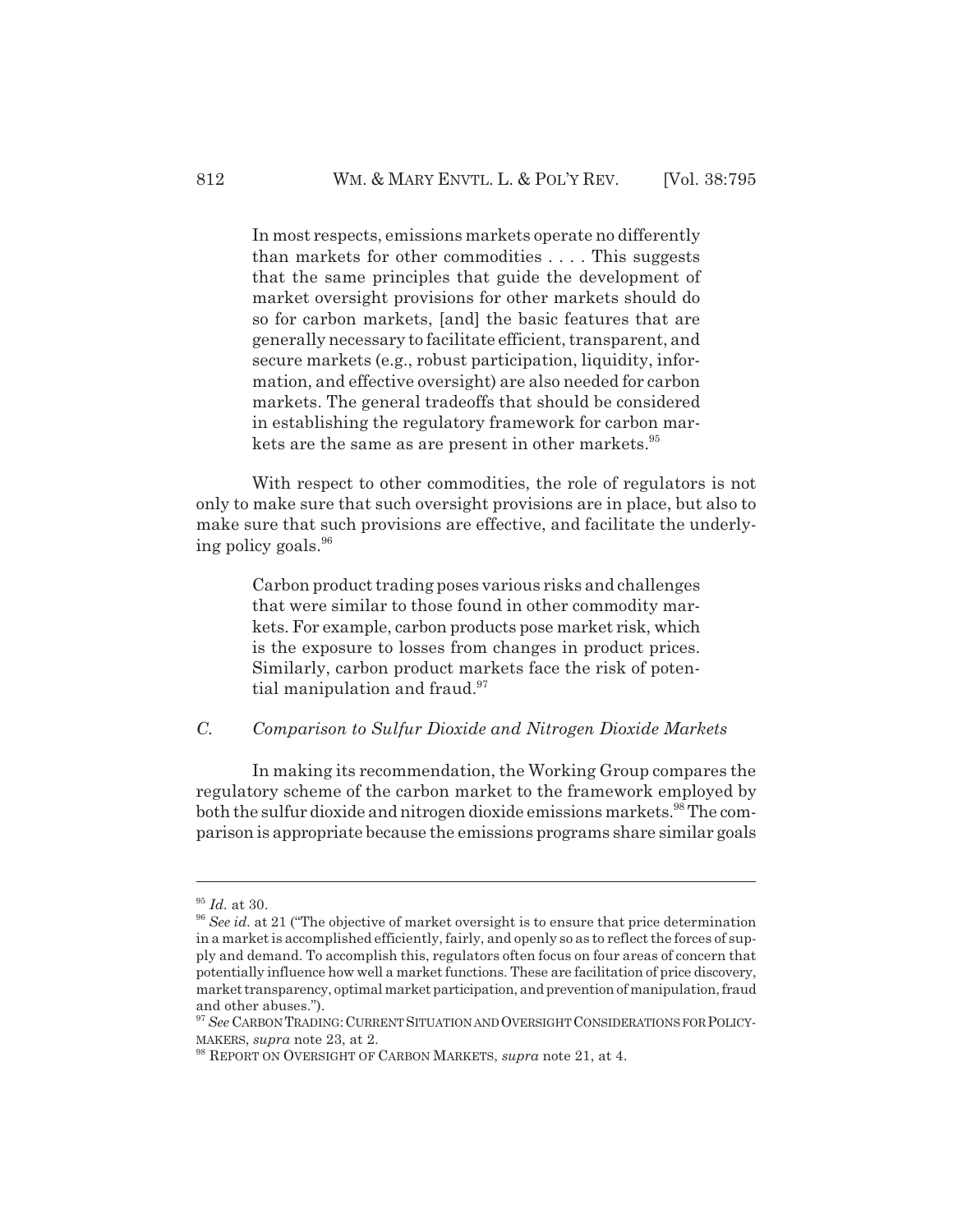> In most respects, emissions markets operate no differently than markets for other commodities . . . . This suggests that the same principles that guide the development of market oversight provisions for other markets should do so for carbon markets, [and] the basic features that are generally necessary to facilitate efficient, transparent, and secure markets (e.g., robust participation, liquidity, information, and effective oversight) are also needed for carbon markets. The general tradeoffs that should be considered in establishing the regulatory framework for carbon markets are the same as are present in other markets.[95]

With respect to other commodities, the role of regulators is not only to make sure that such oversight provisions are in place, but also to make sure that such provisions are effective, and facilitate the underlying policy goals.[96]

> Carbon product trading poses various risks and challenges that were similar to those found in other commodity markets. For example, carbon products pose market risk, which is the exposure to losses from changes in product prices. Similarly, carbon product markets face the risk of potential manipulation and fraud.[97]

### *C. Comparison to Sulfur Dioxide and Nitrogen Dioxide Markets*

In making its recommendation, the Working Group compares the regulatory scheme of the carbon market to the framework employed by both the sulfur dioxide and nitrogen dioxide emissions markets.[98] The comparison is appropriate because the emissions programs share similar goals

---

[95] *Id.* at 30.

[96] *See id.* at 21 ("The objective of market oversight is to ensure that price determination in a market is accomplished efficiently, fairly, and openly so as to reflect the forces of supply and demand. To accomplish this, regulators often focus on four areas of concern that potentially influence how well a market functions. These are facilitation of price discovery, market transparency, optimal market participation, and prevention of manipulation, fraud and other abuses.").

[97] *See* CARBON TRADING: CURRENT SITUATION AND OVERSIGHT CONSIDERATIONS FOR POLICYMAKERS, *supra* note 23, at 2.

[98] REPORT ON OVERSIGHT OF CARBON MARKETS, *supra* note 21, at 4.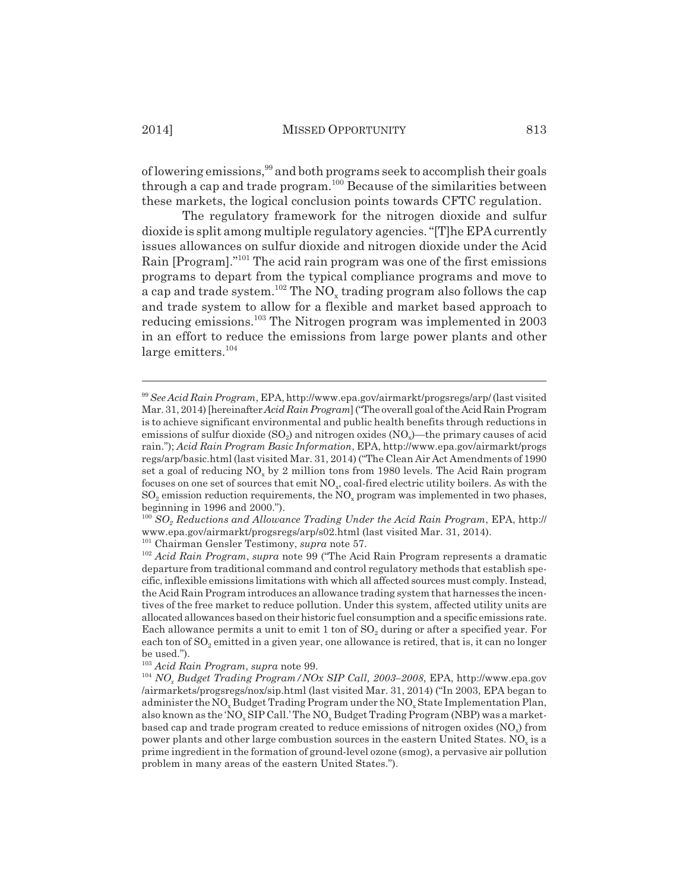of lowering emissions,[99] and both programs seek to accomplish their goals through a cap and trade program.[100] Because of the similarities between these markets, the logical conclusion points towards CFTC regulation.

The regulatory framework for the nitrogen dioxide and sulfur dioxide is split among multiple regulatory agencies. "[T]he EPA currently issues allowances on sulfur dioxide and nitrogen dioxide under the Acid Rain [Program]."[101] The acid rain program was one of the first emissions programs to depart from the typical compliance programs and move to a cap and trade system.[102] The $NO_x$ trading program also follows the cap and trade system to allow for a flexible and market based approach to reducing emissions.[103] The Nitrogen program was implemented in 2003 in an effort to reduce the emissions from large power plants and other large emitters.[104]

---

[99] *See Acid Rain Program*, EPA, http://www.epa.gov/airmarkt/progsregs/arp/ (last visited Mar. 31, 2014) [hereinafter *Acid Rain Program*] ("The overall goal of the Acid Rain Program is to achieve significant environmental and public health benefits through reductions in emissions of sulfur dioxide ($SO_2$) and nitrogen oxides ($NO_x$)—the primary causes of acid rain."); *Acid Rain Program Basic Information*, EPA, http://www.epa.gov/airmarkt/progs regs/arp/basic.html (last visited Mar. 31, 2014) ("The Clean Air Act Amendments of 1990 set a goal of reducing $NO_x$ by 2 million tons from 1980 levels. The Acid Rain program focuses on one set of sources that emit $NO_x$, coal-fired electric utility boilers. As with the $SO_2$ emission reduction requirements, the $NO_x$ program was implemented in two phases, beginning in 1996 and 2000.").

[100] *$SO_2$ Reductions and Allowance Trading Under the Acid Rain Program*, EPA, http:// www.epa.gov/airmarkt/progsregs/arp/s02.html (last visited Mar. 31, 2014).

[101] Chairman Gensler Testimony, *supra* note 57.

[102] *Acid Rain Program*, *supra* note 99 ("The Acid Rain Program represents a dramatic departure from traditional command and control regulatory methods that establish specific, inflexible emissions limitations with which all affected sources must comply. Instead, the Acid Rain Program introduces an allowance trading system that harnesses the incentives of the free market to reduce pollution. Under this system, affected utility units are allocated allowances based on their historic fuel consumption and a specific emissions rate. Each allowance permits a unit to emit 1 ton of $SO_2$ during or after a specified year. For each ton of $SO_2$ emitted in a given year, one allowance is retired, that is, it can no longer be used.").

[103] *Acid Rain Program*, *supra* note 99.

[104] *$NO_x$ Budget Trading Program / NOx SIP Call, 2003–2008*, EPA, http://www.epa.gov /airmarkets/progsregs/nox/sip.html (last visited Mar. 31, 2014) ("In 2003, EPA began to administer the $NO_x$ Budget Trading Program under the $NO_x$ State Implementation Plan, also known as the '$NO_x$ SIP Call.' The $NO_x$ Budget Trading Program (NBP) was a market-based cap and trade program created to reduce emissions of nitrogen oxides ($NO_x$) from power plants and other large combustion sources in the eastern United States. $NO_x$ is a prime ingredient in the formation of ground-level ozone (smog), a pervasive air pollution problem in many areas of the eastern United States.").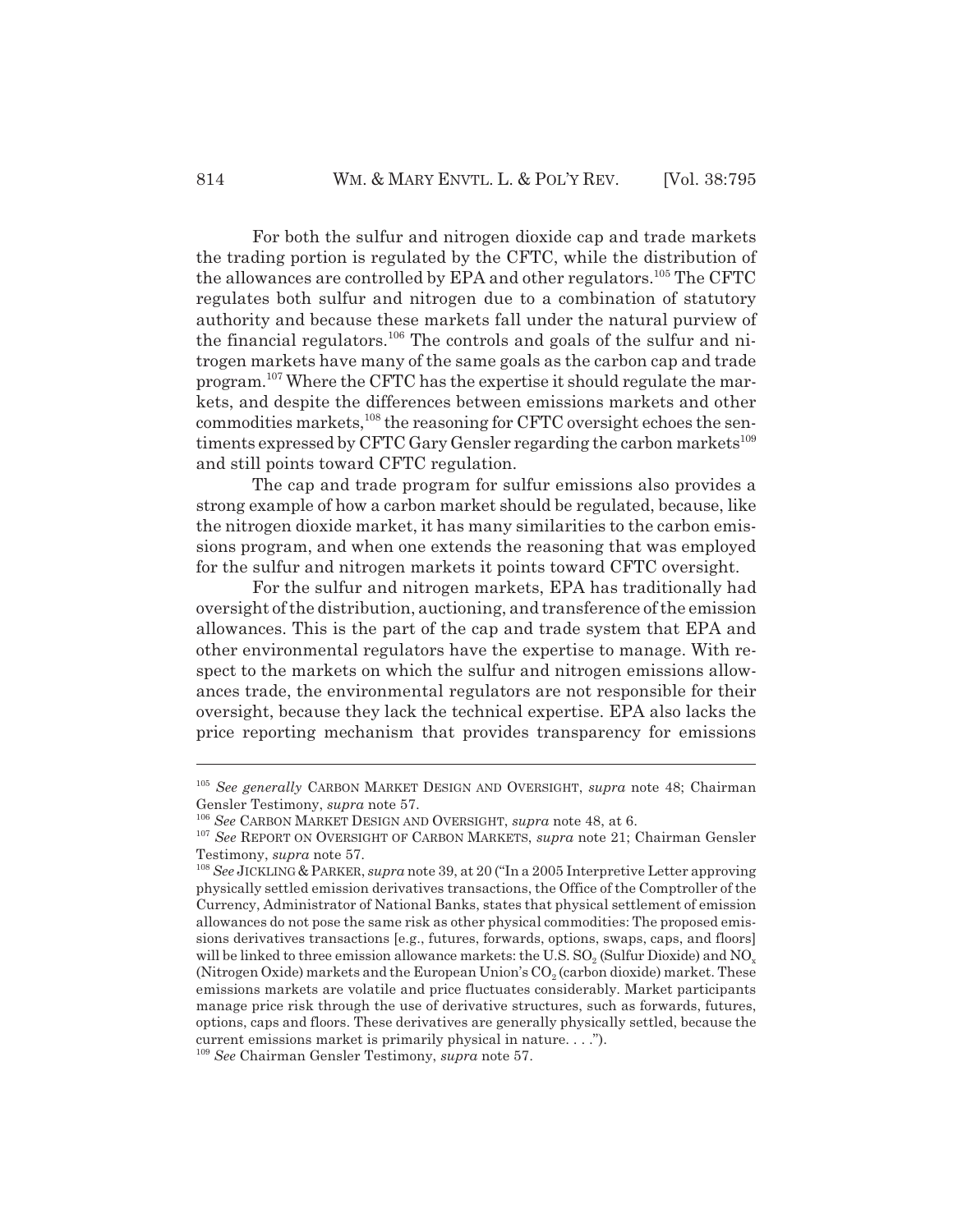For both the sulfur and nitrogen dioxide cap and trade markets the trading portion is regulated by the CFTC, while the distribution of the allowances are controlled by EPA and other regulators.[105] The CFTC regulates both sulfur and nitrogen due to a combination of statutory authority and because these markets fall under the natural purview of the financial regulators.[106] The controls and goals of the sulfur and nitrogen markets have many of the same goals as the carbon cap and trade program.[107] Where the CFTC has the expertise it should regulate the markets, and despite the differences between emissions markets and other commodities markets,[108] the reasoning for CFTC oversight echoes the sentiments expressed by CFTC Gary Gensler regarding the carbon markets[109] and still points toward CFTC regulation.

The cap and trade program for sulfur emissions also provides a strong example of how a carbon market should be regulated, because, like the nitrogen dioxide market, it has many similarities to the carbon emissions program, and when one extends the reasoning that was employed for the sulfur and nitrogen markets it points toward CFTC oversight.

For the sulfur and nitrogen markets, EPA has traditionally had oversight of the distribution, auctioning, and transference of the emission allowances. This is the part of the cap and trade system that EPA and other environmental regulators have the expertise to manage. With respect to the markets on which the sulfur and nitrogen emissions allowances trade, the environmental regulators are not responsible for their oversight, because they lack the technical expertise. EPA also lacks the price reporting mechanism that provides transparency for emissions

---

[105] *See generally* CARBON MARKET DESIGN AND OVERSIGHT, *supra* note 48; Chairman Gensler Testimony, *supra* note 57.

[106] *See* CARBON MARKET DESIGN AND OVERSIGHT, *supra* note 48, at 6.

[107] *See* REPORT ON OVERSIGHT OF CARBON MARKETS, *supra* note 21; Chairman Gensler Testimony, *supra* note 57.

[108] *See* JICKLING & PARKER, *supra* note 39, at 20 ("In a 2005 Interpretive Letter approving physically settled emission derivatives transactions, the Office of the Comptroller of the Currency, Administrator of National Banks, states that physical settlement of emission allowances do not pose the same risk as other physical commodities: The proposed emissions derivatives transactions [e.g., futures, forwards, options, swaps, caps, and floors] will be linked to three emission allowance markets: the U.S. $SO_2$ (Sulfur Dioxide) and $NO_x$ (Nitrogen Oxide) markets and the European Union's $CO_2$ (carbon dioxide) market. These emissions markets are volatile and price fluctuates considerably. Market participants manage price risk through the use of derivative structures, such as forwards, futures, options, caps and floors. These derivatives are generally physically settled, because the current emissions market is primarily physical in nature. . . .").

[109] *See* Chairman Gensler Testimony, *supra* note 57.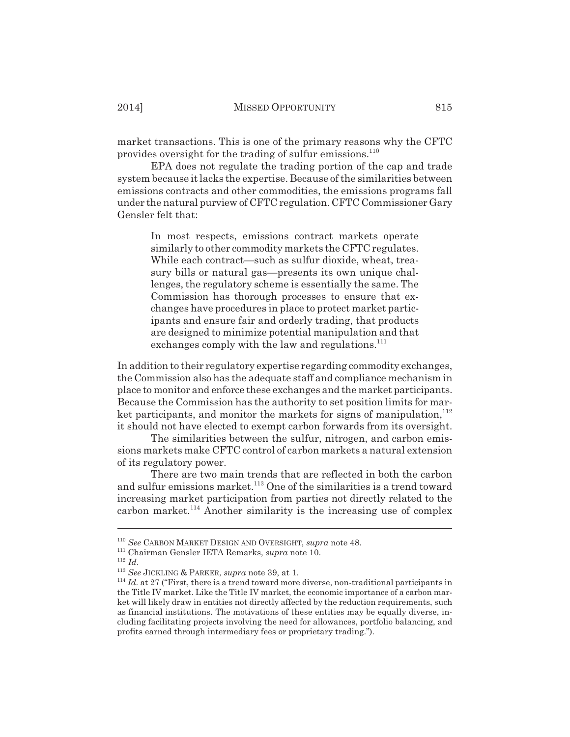market transactions. This is one of the primary reasons why the CFTC provides oversight for the trading of sulfur emissions.[110]

EPA does not regulate the trading portion of the cap and trade system because it lacks the expertise. Because of the similarities between emissions contracts and other commodities, the emissions programs fall under the natural purview of CFTC regulation. CFTC Commissioner Gary Gensler felt that:

> In most respects, emissions contract markets operate similarly to other commodity markets the CFTC regulates. While each contract—such as sulfur dioxide, wheat, treasury bills or natural gas—presents its own unique challenges, the regulatory scheme is essentially the same. The Commission has thorough processes to ensure that exchanges have procedures in place to protect market participants and ensure fair and orderly trading, that products are designed to minimize potential manipulation and that exchanges comply with the law and regulations.[111]

In addition to their regulatory expertise regarding commodity exchanges, the Commission also has the adequate staff and compliance mechanism in place to monitor and enforce these exchanges and the market participants. Because the Commission has the authority to set position limits for market participants, and monitor the markets for signs of manipulation,[112] it should not have elected to exempt carbon forwards from its oversight.

The similarities between the sulfur, nitrogen, and carbon emissions markets make CFTC control of carbon markets a natural extension of its regulatory power.

There are two main trends that are reflected in both the carbon and sulfur emissions market.[113] One of the similarities is a trend toward increasing market participation from parties not directly related to the carbon market.[114] Another similarity is the increasing use of complex

---

[110] *See* CARBON MARKET DESIGN AND OVERSIGHT, *supra* note 48.

[111] Chairman Gensler IETA Remarks, *supra* note 10.

[112] *Id.*

[113] *See* JICKLING & PARKER, *supra* note 39, at 1.

[114] *Id.* at 27 ("First, there is a trend toward more diverse, non-traditional participants in the Title IV market. Like the Title IV market, the economic importance of a carbon market will likely draw in entities not directly affected by the reduction requirements, such as financial institutions. The motivations of these entities may be equally diverse, including facilitating projects involving the need for allowances, portfolio balancing, and profits earned through intermediary fees or proprietary trading.").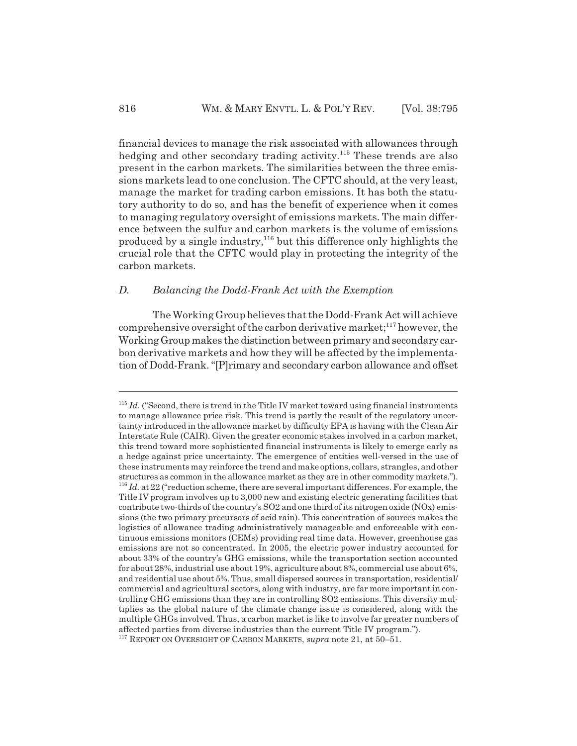financial devices to manage the risk associated with allowances through hedging and other secondary trading activity.[115] These trends are also present in the carbon markets. The similarities between the three emissions markets lead to one conclusion. The CFTC should, at the very least, manage the market for trading carbon emissions. It has both the statutory authority to do so, and has the benefit of experience when it comes to managing regulatory oversight of emissions markets. The main difference between the sulfur and carbon markets is the volume of emissions produced by a single industry,[116] but this difference only highlights the crucial role that the CFTC would play in protecting the integrity of the carbon markets.

### *D. Balancing the Dodd-Frank Act with the Exemption*

The Working Group believes that the Dodd-Frank Act will achieve comprehensive oversight of the carbon derivative market;[117] however, the Working Group makes the distinction between primary and secondary carbon derivative markets and how they will be affected by the implementation of Dodd-Frank. "[P]rimary and secondary carbon allowance and offset

---

[115] *Id.* ("Second, there is trend in the Title IV market toward using financial instruments to manage allowance price risk. This trend is partly the result of the regulatory uncertainty introduced in the allowance market by difficulty EPA is having with the Clean Air Interstate Rule (CAIR). Given the greater economic stakes involved in a carbon market, this trend toward more sophisticated financial instruments is likely to emerge early as a hedge against price uncertainty. The emergence of entities well-versed in the use of these instruments may reinforce the trend and make options, collars, strangles, and other structures as common in the allowance market as they are in other commodity markets.").

[116] *Id.* at 22 ("reduction scheme, there are several important differences. For example, the Title IV program involves up to 3,000 new and existing electric generating facilities that contribute two-thirds of the country's SO2 and one third of its nitrogen oxide (NOx) emissions (the two primary precursors of acid rain). This concentration of sources makes the logistics of allowance trading administratively manageable and enforceable with continuous emissions monitors (CEMs) providing real time data. However, greenhouse gas emissions are not so concentrated. In 2005, the electric power industry accounted for about 33% of the country's GHG emissions, while the transportation section accounted for about 28%, industrial use about 19%, agriculture about 8%, commercial use about 6%, and residential use about 5%. Thus, small dispersed sources in transportation, residential/commercial and agricultural sectors, along with industry, are far more important in controlling GHG emissions than they are in controlling SO2 emissions. This diversity multiplies as the global nature of the climate change issue is considered, along with the multiple GHGs involved. Thus, a carbon market is like to involve far greater numbers of affected parties from diverse industries than the current Title IV program.").

[117] REPORT ON OVERSIGHT OF CARBON MARKETS, *supra* note 21, at 50–51.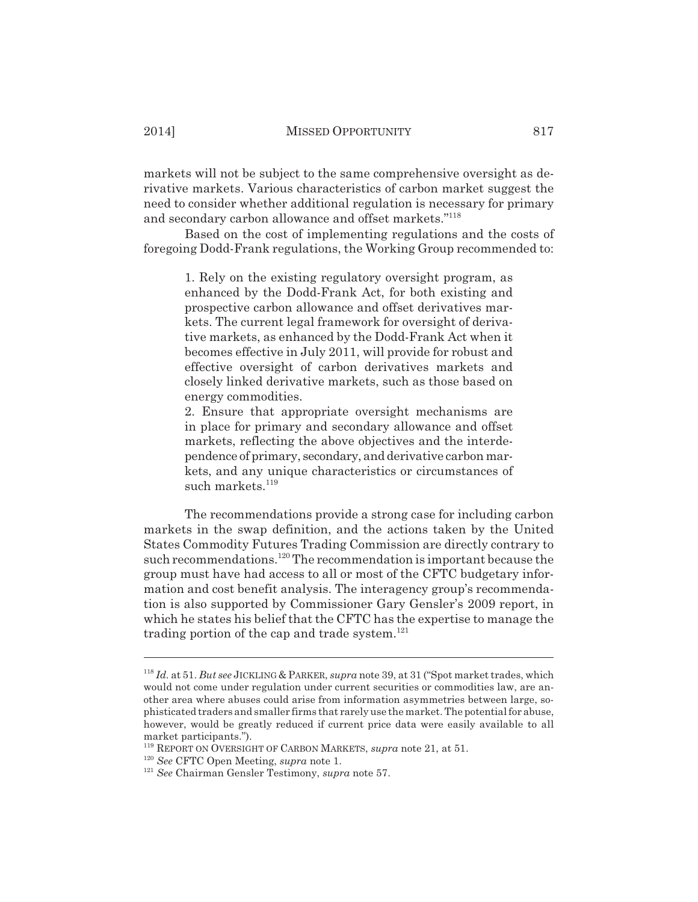markets will not be subject to the same comprehensive oversight as derivative markets. Various characteristics of carbon market suggest the need to consider whether additional regulation is necessary for primary and secondary carbon allowance and offset markets."[118]

Based on the cost of implementing regulations and the costs of foregoing Dodd-Frank regulations, the Working Group recommended to:

> 1. Rely on the existing regulatory oversight program, as enhanced by the Dodd-Frank Act, for both existing and prospective carbon allowance and offset derivatives markets. The current legal framework for oversight of derivative markets, as enhanced by the Dodd-Frank Act when it becomes effective in July 2011, will provide for robust and effective oversight of carbon derivatives markets and closely linked derivative markets, such as those based on energy commodities.
>
> 2. Ensure that appropriate oversight mechanisms are in place for primary and secondary allowance and offset markets, reflecting the above objectives and the interdependence of primary, secondary, and derivative carbon markets, and any unique characteristics or circumstances of such markets.[119]

The recommendations provide a strong case for including carbon markets in the swap definition, and the actions taken by the United States Commodity Futures Trading Commission are directly contrary to such recommendations.[120] The recommendation is important because the group must have had access to all or most of the CFTC budgetary information and cost benefit analysis. The interagency group's recommendation is also supported by Commissioner Gary Gensler's 2009 report, in which he states his belief that the CFTC has the expertise to manage the trading portion of the cap and trade system.[121]

---

[118] *Id.* at 51. *But see* JICKLING & PARKER, *supra* note 39, at 31 ("Spot market trades, which would not come under regulation under current securities or commodities law, are another area where abuses could arise from information asymmetries between large, sophisticated traders and smaller firms that rarely use the market. The potential for abuse, however, would be greatly reduced if current price data were easily available to all market participants.").

[119] REPORT ON OVERSIGHT OF CARBON MARKETS, *supra* note 21, at 51.

[120] *See* CFTC Open Meeting, *supra* note 1.

[121] *See* Chairman Gensler Testimony, *supra* note 57.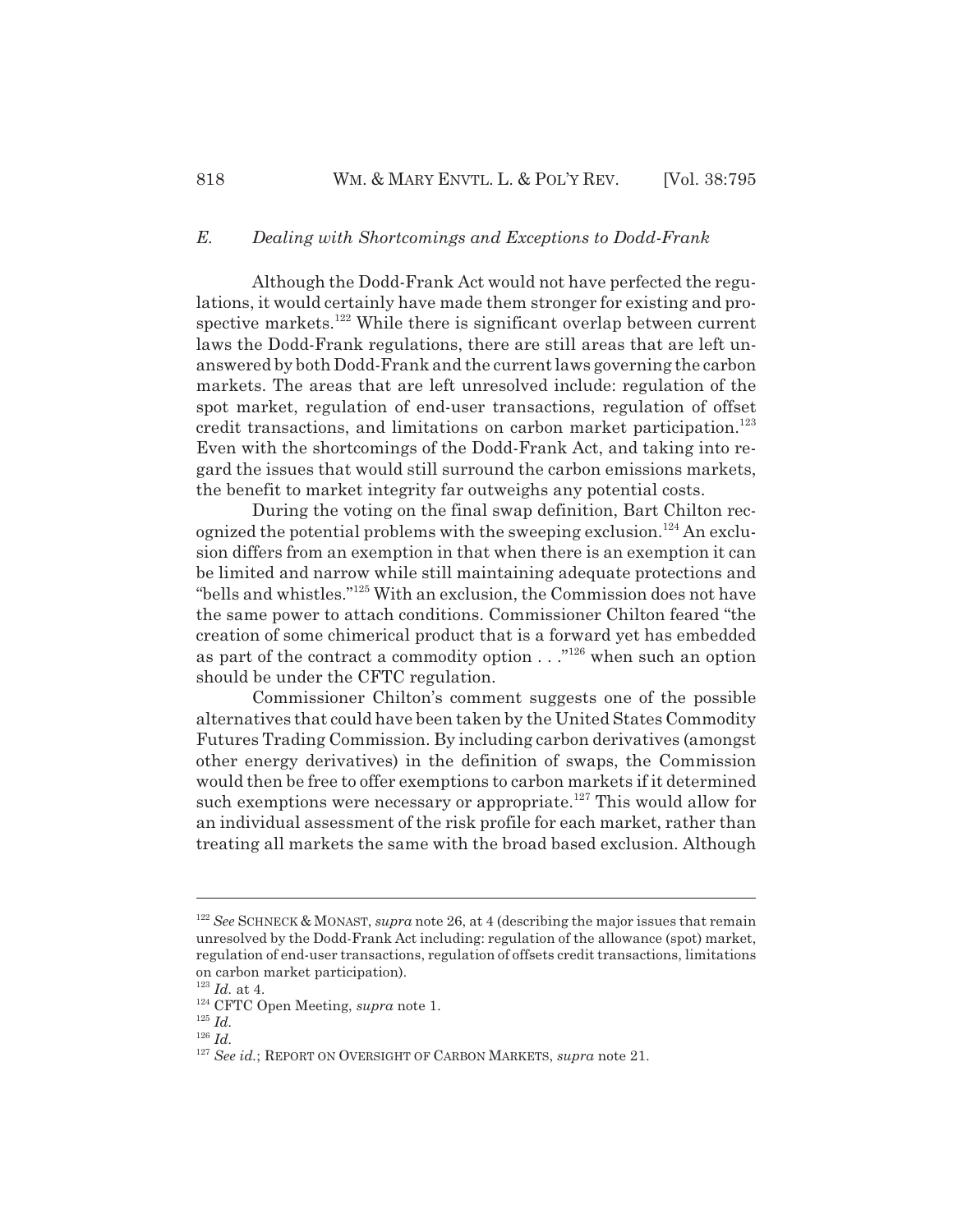### *E. Dealing with Shortcomings and Exceptions to Dodd-Frank*

Although the Dodd-Frank Act would not have perfected the regulations, it would certainly have made them stronger for existing and prospective markets.[122] While there is significant overlap between current laws the Dodd-Frank regulations, there are still areas that are left unanswered by both Dodd-Frank and the current laws governing the carbon markets. The areas that are left unresolved include: regulation of the spot market, regulation of end-user transactions, regulation of offset credit transactions, and limitations on carbon market participation.[123] Even with the shortcomings of the Dodd-Frank Act, and taking into regard the issues that would still surround the carbon emissions markets, the benefit to market integrity far outweighs any potential costs.

During the voting on the final swap definition, Bart Chilton recognized the potential problems with the sweeping exclusion.[124] An exclusion differs from an exemption in that when there is an exemption it can be limited and narrow while still maintaining adequate protections and "bells and whistles."[125] With an exclusion, the Commission does not have the same power to attach conditions. Commissioner Chilton feared "the creation of some chimerical product that is a forward yet has embedded as part of the contract a commodity option . . ."[126] when such an option should be under the CFTC regulation.

Commissioner Chilton's comment suggests one of the possible alternatives that could have been taken by the United States Commodity Futures Trading Commission. By including carbon derivatives (amongst other energy derivatives) in the definition of swaps, the Commission would then be free to offer exemptions to carbon markets if it determined such exemptions were necessary or appropriate.[127] This would allow for an individual assessment of the risk profile for each market, rather than treating all markets the same with the broad based exclusion. Although

---

[122] *See* SCHNECK & MONAST, *supra* note 26, at 4 (describing the major issues that remain unresolved by the Dodd-Frank Act including: regulation of the allowance (spot) market, regulation of end-user transactions, regulation of offsets credit transactions, limitations on carbon market participation).

[123] *Id.* at 4.

[124] CFTC Open Meeting, *supra* note 1.

[125] *Id.*

[126] *Id.*

[127] *See id.*; REPORT ON OVERSIGHT OF CARBON MARKETS, *supra* note 21.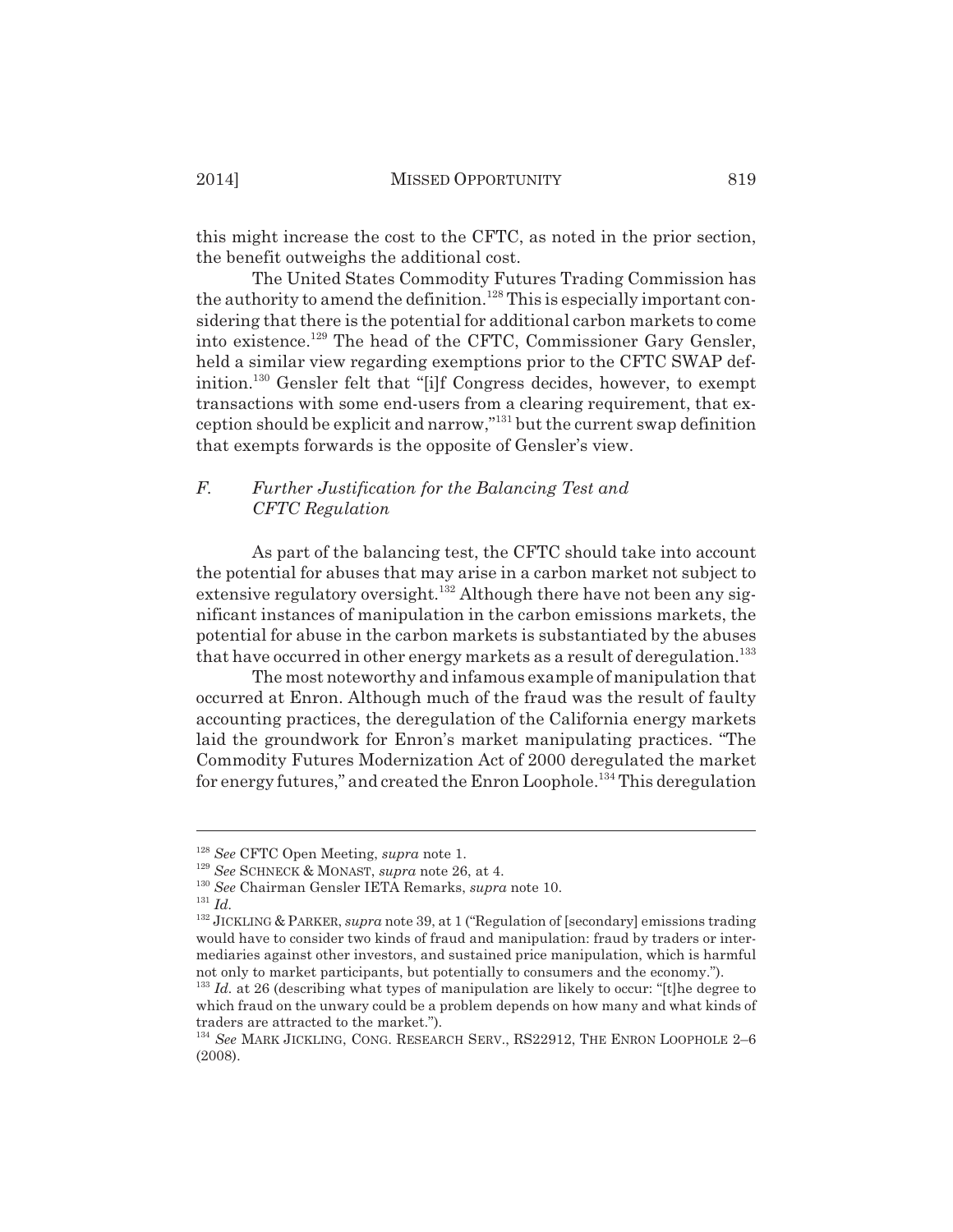this might increase the cost to the CFTC, as noted in the prior section, the benefit outweighs the additional cost.

The United States Commodity Futures Trading Commission has the authority to amend the definition.[128] This is especially important considering that there is the potential for additional carbon markets to come into existence.[129] The head of the CFTC, Commissioner Gary Gensler, held a similar view regarding exemptions prior to the CFTC SWAP definition.[130] Gensler felt that "[i]f Congress decides, however, to exempt transactions with some end-users from a clearing requirement, that exception should be explicit and narrow,"[131] but the current swap definition that exempts forwards is the opposite of Gensler's view.

### *F. Further Justification for the Balancing Test and CFTC Regulation*

As part of the balancing test, the CFTC should take into account the potential for abuses that may arise in a carbon market not subject to extensive regulatory oversight.[132] Although there have not been any significant instances of manipulation in the carbon emissions markets, the potential for abuse in the carbon markets is substantiated by the abuses that have occurred in other energy markets as a result of deregulation.[133]

The most noteworthy and infamous example of manipulation that occurred at Enron. Although much of the fraud was the result of faulty accounting practices, the deregulation of the California energy markets laid the groundwork for Enron's market manipulating practices. "The Commodity Futures Modernization Act of 2000 deregulated the market for energy futures," and created the Enron Loophole.[134] This deregulation

---

[128] *See* CFTC Open Meeting, *supra* note 1.

[129] *See* SCHNECK & MONAST, *supra* note 26, at 4.

[130] *See* Chairman Gensler IETA Remarks, *supra* note 10.

[131] *Id.*

[132] JICKLING & PARKER, *supra* note 39, at 1 ("Regulation of [secondary] emissions trading would have to consider two kinds of fraud and manipulation: fraud by traders or intermediaries against other investors, and sustained price manipulation, which is harmful not only to market participants, but potentially to consumers and the economy.").

[133] *Id.* at 26 (describing what types of manipulation are likely to occur: "[t]he degree to which fraud on the unwary could be a problem depends on how many and what kinds of traders are attracted to the market.").

[134] *See* MARK JICKLING, CONG. RESEARCH SERV., RS22912, THE ENRON LOOPHOLE 2–6 (2008).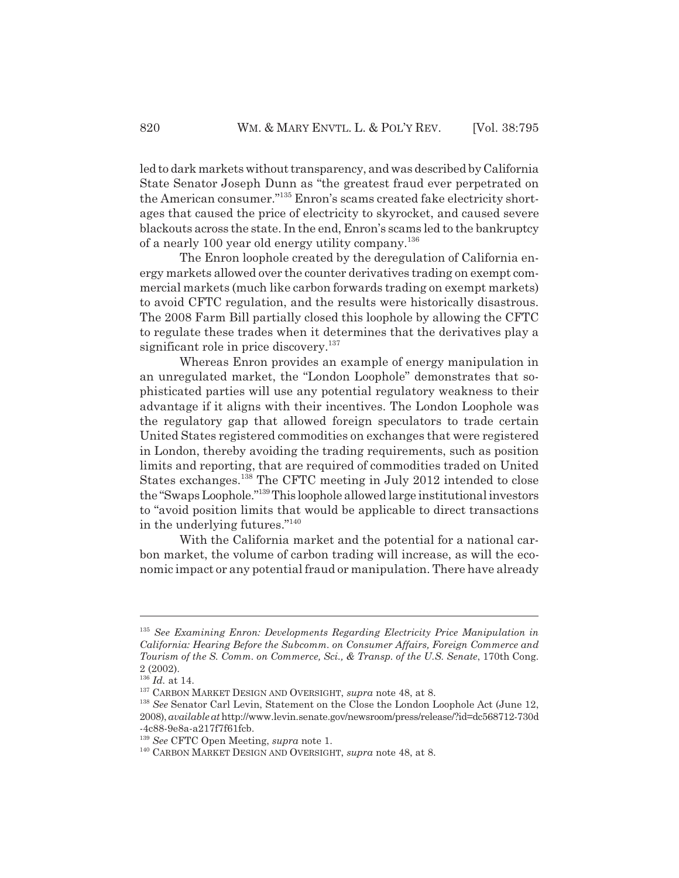led to dark markets without transparency, and was described by California State Senator Joseph Dunn as "the greatest fraud ever perpetrated on the American consumer."[135] Enron's scams created fake electricity shortages that caused the price of electricity to skyrocket, and caused severe blackouts across the state. In the end, Enron's scams led to the bankruptcy of a nearly 100 year old energy utility company.[136]

The Enron loophole created by the deregulation of California energy markets allowed over the counter derivatives trading on exempt commercial markets (much like carbon forwards trading on exempt markets) to avoid CFTC regulation, and the results were historically disastrous. The 2008 Farm Bill partially closed this loophole by allowing the CFTC to regulate these trades when it determines that the derivatives play a significant role in price discovery.[137]

Whereas Enron provides an example of energy manipulation in an unregulated market, the "London Loophole" demonstrates that sophisticated parties will use any potential regulatory weakness to their advantage if it aligns with their incentives. The London Loophole was the regulatory gap that allowed foreign speculators to trade certain United States registered commodities on exchanges that were registered in London, thereby avoiding the trading requirements, such as position limits and reporting, that are required of commodities traded on United States exchanges.[138] The CFTC meeting in July 2012 intended to close the "Swaps Loophole."[139] This loophole allowed large institutional investors to "avoid position limits that would be applicable to direct transactions in the underlying futures."[140]

With the California market and the potential for a national carbon market, the volume of carbon trading will increase, as will the economic impact or any potential fraud or manipulation. There have already

---

[135] *See Examining Enron: Developments Regarding Electricity Price Manipulation in California: Hearing Before the Subcomm. on Consumer Affairs, Foreign Commerce and Tourism of the S. Comm. on Commerce, Sci., & Transp. of the U.S. Senate*, 170th Cong. 2 (2002).

[136] *Id.* at 14.

[137] CARBON MARKET DESIGN AND OVERSIGHT, *supra* note 48, at 8.

[138] *See* Senator Carl Levin, Statement on the Close the London Loophole Act (June 12, 2008), *available at* http://www.levin.senate.gov/newsroom/press/release/?id=dc568712-730d-4c88-9e8a-a217f7f61fcb.

[139] *See* CFTC Open Meeting, *supra* note 1.

[140] CARBON MARKET DESIGN AND OVERSIGHT, *supra* note 48, at 8.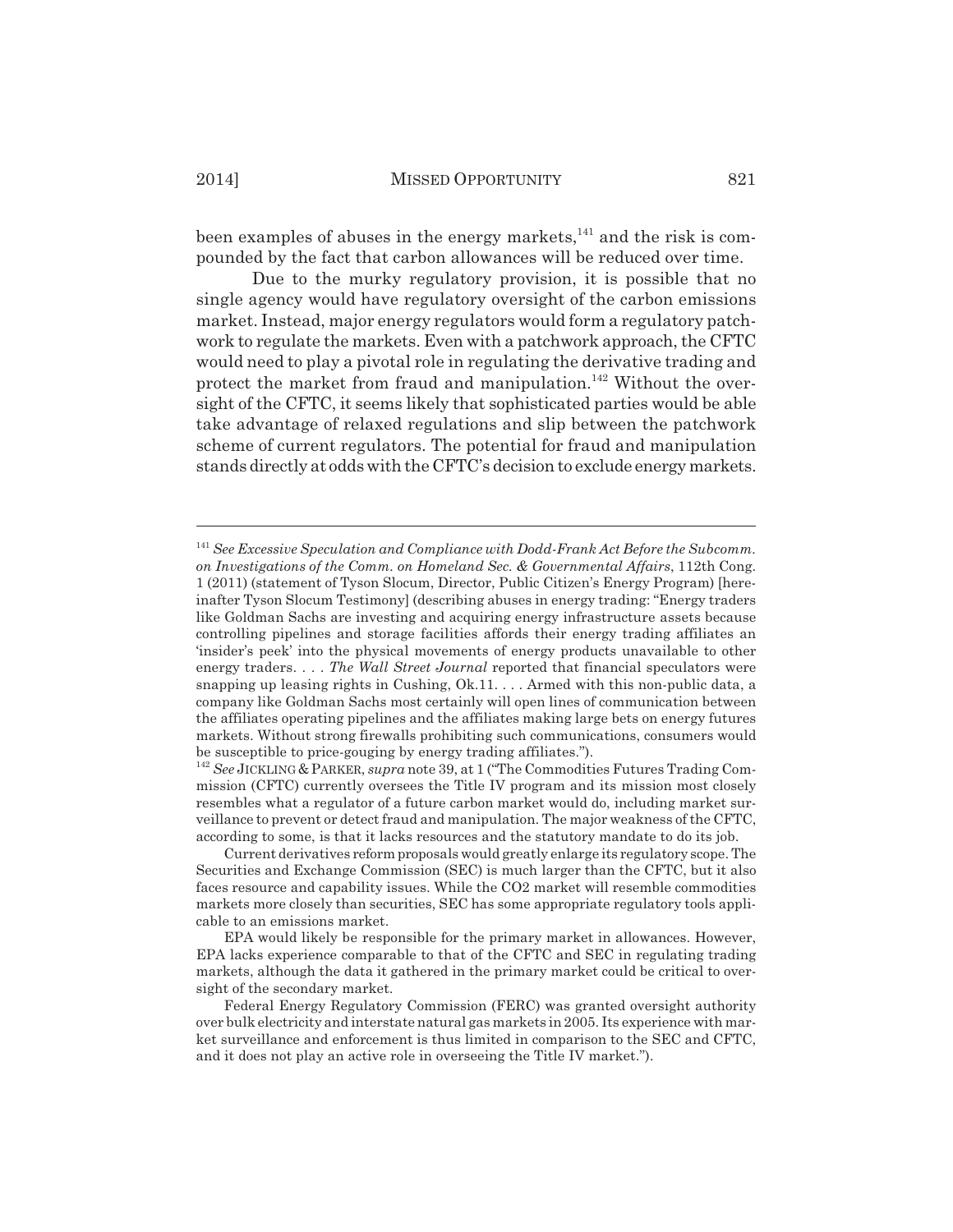been examples of abuses in the energy markets,[141] and the risk is compounded by the fact that carbon allowances will be reduced over time.

Due to the murky regulatory provision, it is possible that no single agency would have regulatory oversight of the carbon emissions market. Instead, major energy regulators would form a regulatory patchwork to regulate the markets. Even with a patchwork approach, the CFTC would need to play a pivotal role in regulating the derivative trading and protect the market from fraud and manipulation.[142] Without the oversight of the CFTC, it seems likely that sophisticated parties would be able take advantage of relaxed regulations and slip between the patchwork scheme of current regulators. The potential for fraud and manipulation stands directly at odds with the CFTC's decision to exclude energy markets.

---

[141] *See Excessive Speculation and Compliance with Dodd-Frank Act Before the Subcomm. on Investigations of the Comm. on Homeland Sec. & Governmental Affairs*, 112th Cong. 1 (2011) (statement of Tyson Slocum, Director, Public Citizen's Energy Program) [hereinafter Tyson Slocum Testimony] (describing abuses in energy trading: "Energy traders like Goldman Sachs are investing and acquiring energy infrastructure assets because controlling pipelines and storage facilities affords their energy trading affiliates an 'insider's peek' into the physical movements of energy products unavailable to other energy traders. . . . *The Wall Street Journal* reported that financial speculators were snapping up leasing rights in Cushing, Ok.11. . . . Armed with this non-public data, a company like Goldman Sachs most certainly will open lines of communication between the affiliates operating pipelines and the affiliates making large bets on energy futures markets. Without strong firewalls prohibiting such communications, consumers would be susceptible to price-gouging by energy trading affiliates.").

[142] *See* JICKLING & PARKER, *supra* note 39, at 1 ("The Commodities Futures Trading Commission (CFTC) currently oversees the Title IV program and its mission most closely resembles what a regulator of a future carbon market would do, including market surveillance to prevent or detect fraud and manipulation. The major weakness of the CFTC, according to some, is that it lacks resources and the statutory mandate to do its job.

Current derivatives reform proposals would greatly enlarge its regulatory scope. The Securities and Exchange Commission (SEC) is much larger than the CFTC, but it also faces resource and capability issues. While the CO2 market will resemble commodities markets more closely than securities, SEC has some appropriate regulatory tools applicable to an emissions market.

EPA would likely be responsible for the primary market in allowances. However, EPA lacks experience comparable to that of the CFTC and SEC in regulating trading markets, although the data it gathered in the primary market could be critical to oversight of the secondary market.

Federal Energy Regulatory Commission (FERC) was granted oversight authority over bulk electricity and interstate natural gas markets in 2005. Its experience with market surveillance and enforcement is thus limited in comparison to the SEC and CFTC, and it does not play an active role in overseeing the Title IV market.").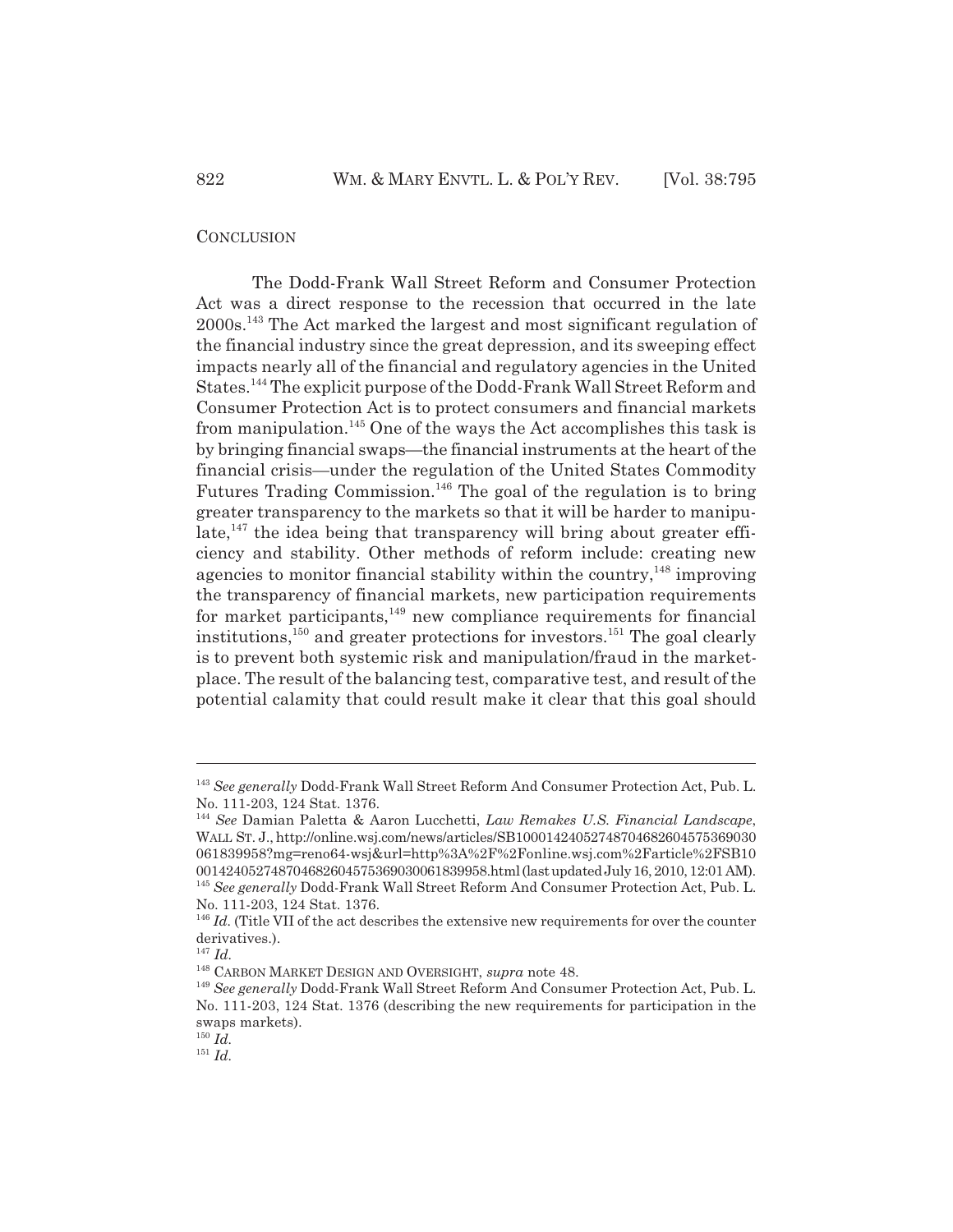## CONCLUSION

The Dodd-Frank Wall Street Reform and Consumer Protection Act was a direct response to the recession that occurred in the late 2000s.[143] The Act marked the largest and most significant regulation of the financial industry since the great depression, and its sweeping effect impacts nearly all of the financial and regulatory agencies in the United States.[144] The explicit purpose of the Dodd-Frank Wall Street Reform and Consumer Protection Act is to protect consumers and financial markets from manipulation.[145] One of the ways the Act accomplishes this task is by bringing financial swaps—the financial instruments at the heart of the financial crisis—under the regulation of the United States Commodity Futures Trading Commission.[146] The goal of the regulation is to bring greater transparency to the markets so that it will be harder to manipulate,[147] the idea being that transparency will bring about greater efficiency and stability. Other methods of reform include: creating new agencies to monitor financial stability within the country,[148] improving the transparency of financial markets, new participation requirements for market participants,[149] new compliance requirements for financial institutions,[150] and greater protections for investors.[151] The goal clearly is to prevent both systemic risk and manipulation/fraud in the marketplace. The result of the balancing test, comparative test, and result of the potential calamity that could result make it clear that this goal should

---

[143] *See generally* Dodd-Frank Wall Street Reform And Consumer Protection Act, Pub. L. No. 111-203, 124 Stat. 1376.

[144] *See* Damian Paletta & Aaron Lucchetti, *Law Remakes U.S. Financial Landscape*, WALL ST. J., http://online.wsj.com/news/articles/SB10001424052748704682604575369030061839958?mg=reno64-wsj&url=http%3A%2F%2Fonline.wsj.com%2Farticle%2FSB10001424052748704682604575369030061839958.html (last updated July 16, 2010, 12:01 AM).

[145] *See generally* Dodd-Frank Wall Street Reform And Consumer Protection Act, Pub. L. No. 111-203, 124 Stat. 1376.

[146] *Id.* (Title VII of the act describes the extensive new requirements for over the counter derivatives.).

[147] *Id.*

[148] CARBON MARKET DESIGN AND OVERSIGHT, *supra* note 48.

[149] *See generally* Dodd-Frank Wall Street Reform And Consumer Protection Act, Pub. L. No. 111-203, 124 Stat. 1376 (describing the new requirements for participation in the swaps markets).

[150] *Id.*

[151] *Id.*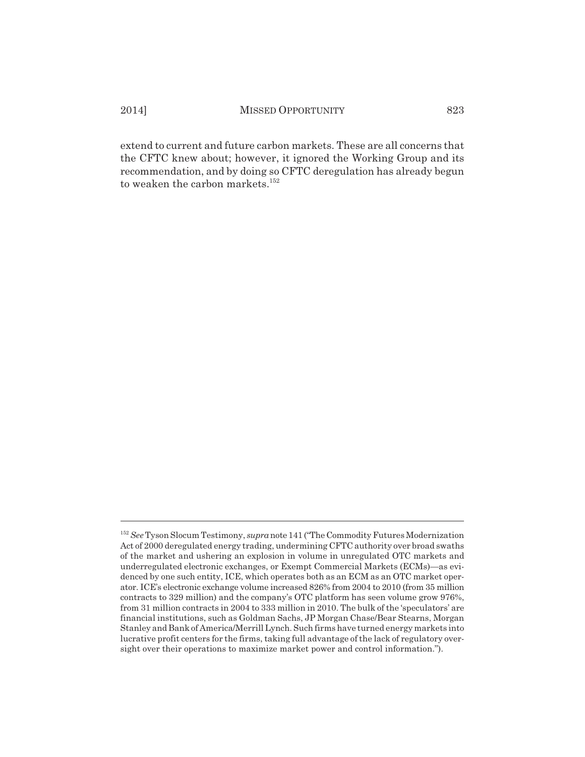extend to current and future carbon markets. These are all concerns that the CFTC knew about; however, it ignored the Working Group and its recommendation, and by doing so CFTC deregulation has already begun to weaken the carbon markets.[152]

---

[152] *See* Tyson Slocum Testimony, *supra* note 141 ("The Commodity Futures Modernization Act of 2000 deregulated energy trading, undermining CFTC authority over broad swaths of the market and ushering an explosion in volume in unregulated OTC markets and underregulated electronic exchanges, or Exempt Commercial Markets (ECMs)—as evidenced by one such entity, ICE, which operates both as an ECM as an OTC market operator. ICE's electronic exchange volume increased 826% from 2004 to 2010 (from 35 million contracts to 329 million) and the company's OTC platform has seen volume grow 976%, from 31 million contracts in 2004 to 333 million in 2010. The bulk of the 'speculators' are financial institutions, such as Goldman Sachs, JP Morgan Chase/Bear Stearns, Morgan Stanley and Bank of America/Merrill Lynch. Such firms have turned energy markets into lucrative profit centers for the firms, taking full advantage of the lack of regulatory oversight over their operations to maximize market power and control information.").